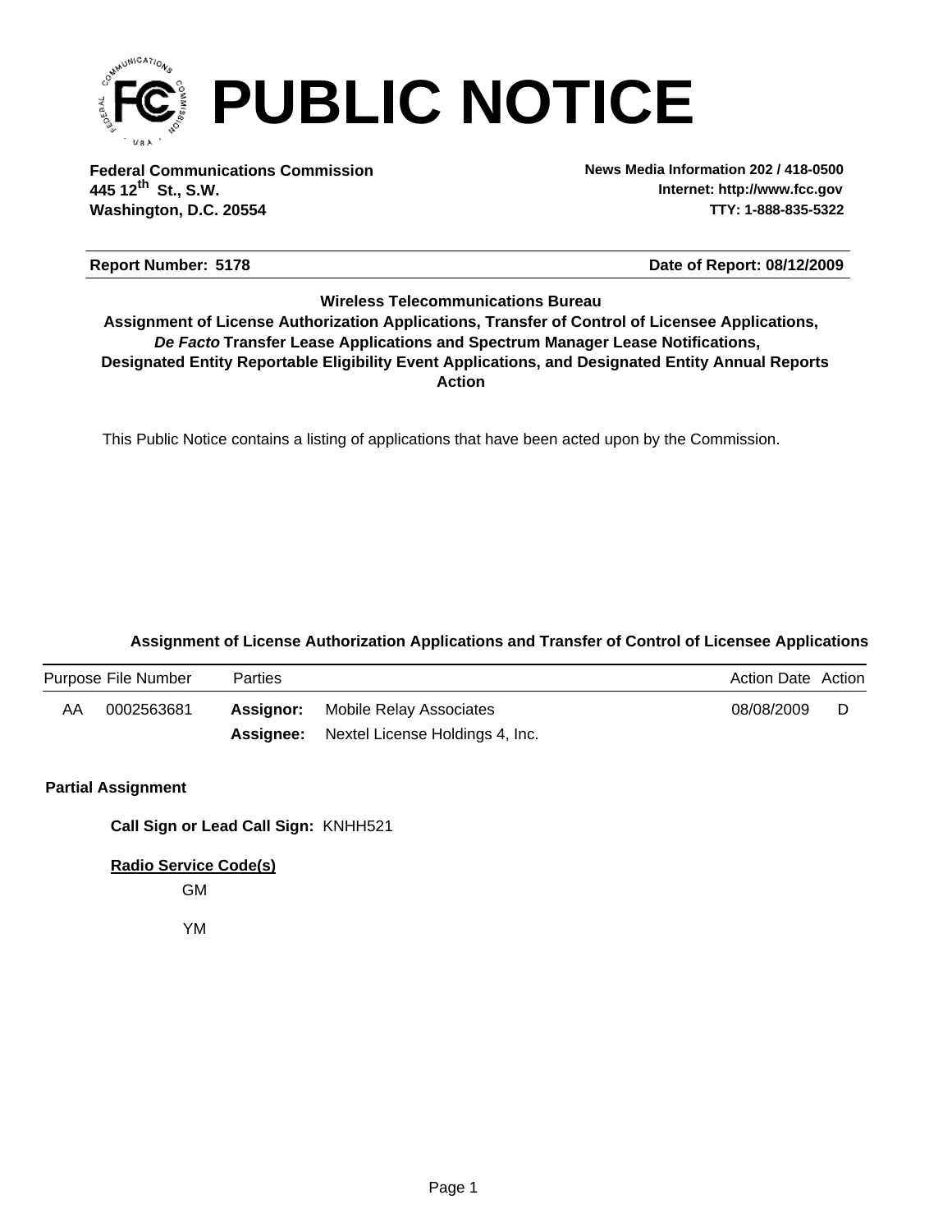# PUBLIC NOTICE

**Federal Communications Commission**
**445 12th St., S.W.**
**Washington, D.C. 20554**

**News Media Information 202 / 418-0500**
**Internet: http://www.fcc.gov**
**TTY: 1-888-835-5322**

**Report Number: 5178** | **Date of Report: 08/12/2009**

**Wireless Telecommunications Bureau**
**Assignment of License Authorization Applications, Transfer of Control of Licensee Applications, *De Facto* Transfer Lease Applications and Spectrum Manager Lease Notifications, Designated Entity Reportable Eligibility Event Applications, and Designated Entity Annual Reports**
**Action**

This Public Notice contains a listing of applications that have been acted upon by the Commission.

### Assignment of License Authorization Applications and Transfer of Control of Licensee Applications

| Purpose | File Number | Parties | | Action Date | Action |
|---|---|---|---|---|---|
| AA | 0002563681 | **Assignor:** | Mobile Relay Associates | 08/08/2009 | D |
| | | **Assignee:** | Nextel License Holdings 4, Inc. | | |

**Partial Assignment**

**Call Sign or Lead Call Sign:** KNHH521

**Radio Service Code(s)**

GM

YM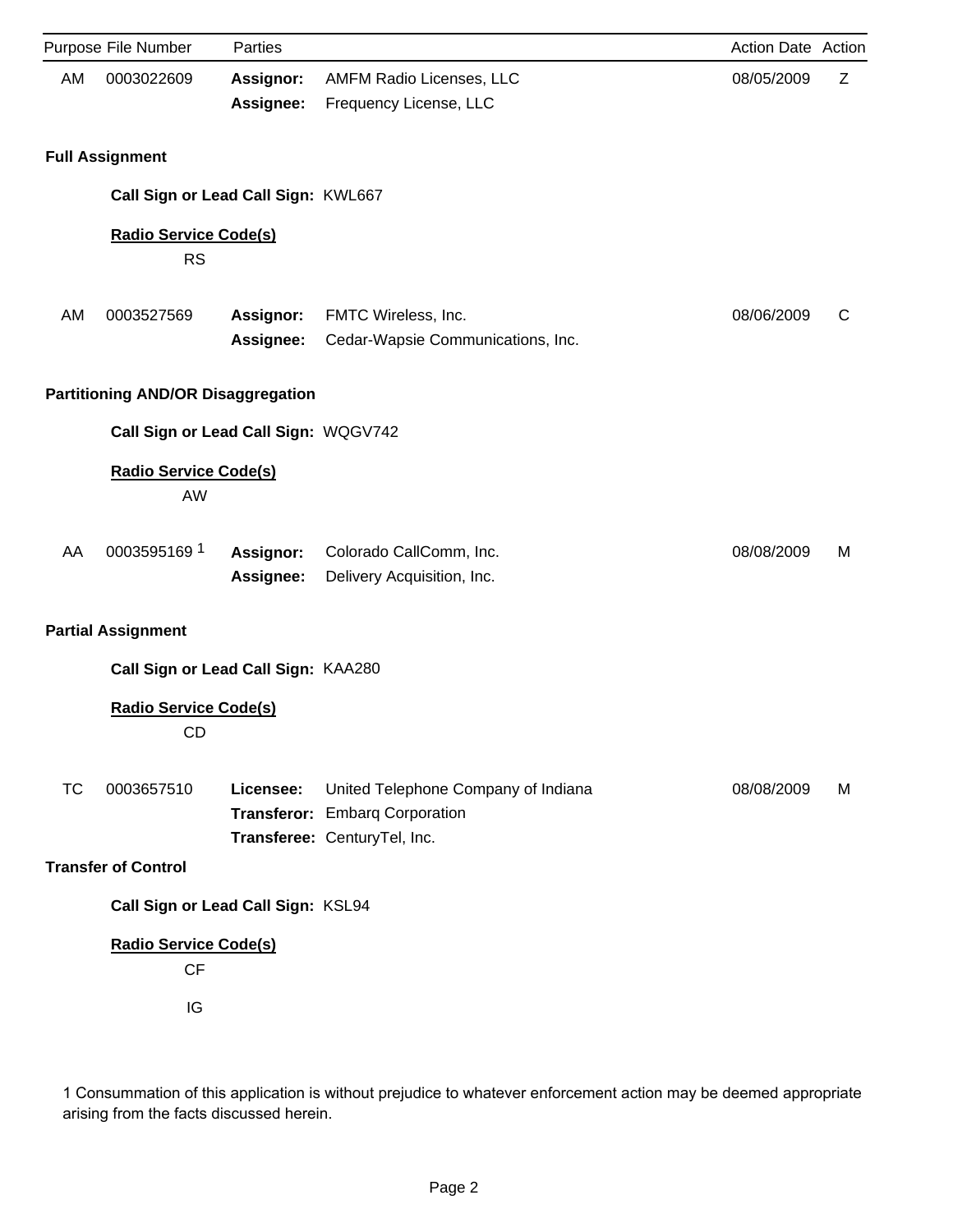| Purpose | File Number | Parties | | Action Date | Action |
|---|---|---|---|---|---|
| AM | 0003022609 | **Assignor:** | AMFM Radio Licenses, LLC | 08/05/2009 | Z |
| | | **Assignee:** | Frequency License, LLC | | |

**Full Assignment**

**Call Sign or Lead Call Sign:** KWL667

**Radio Service Code(s)**

RS

| Purpose | File Number | Parties | | Action Date | Action |
|---|---|---|---|---|---|
| AM | 0003527569 | **Assignor:** | FMTC Wireless, Inc. | 08/06/2009 | C |
| | | **Assignee:** | Cedar-Wapsie Communications, Inc. | | |

**Partitioning AND/OR Disaggregation**

**Call Sign or Lead Call Sign:** WQGV742

**Radio Service Code(s)**

AW

| Purpose | File Number | Parties | | Action Date | Action |
|---|---|---|---|---|---|
| AA | 0003595169 [1] | **Assignor:** | Colorado CallComm, Inc. | 08/08/2009 | M |
| | | **Assignee:** | Delivery Acquisition, Inc. | | |

**Partial Assignment**

**Call Sign or Lead Call Sign:** KAA280

**Radio Service Code(s)**

CD

| Purpose | File Number | Parties | | Action Date | Action |
|---|---|---|---|---|---|
| TC | 0003657510 | **Licensee:** | United Telephone Company of Indiana | 08/08/2009 | M |
| | | **Transferor:** | Embarq Corporation | | |
| | | **Transferee:** | CenturyTel, Inc. | | |

**Transfer of Control**

**Call Sign or Lead Call Sign:** KSL94

**Radio Service Code(s)**

CF

IG

1 Consummation of this application is without prejudice to whatever enforcement action may be deemed appropriate arising from the facts discussed herein.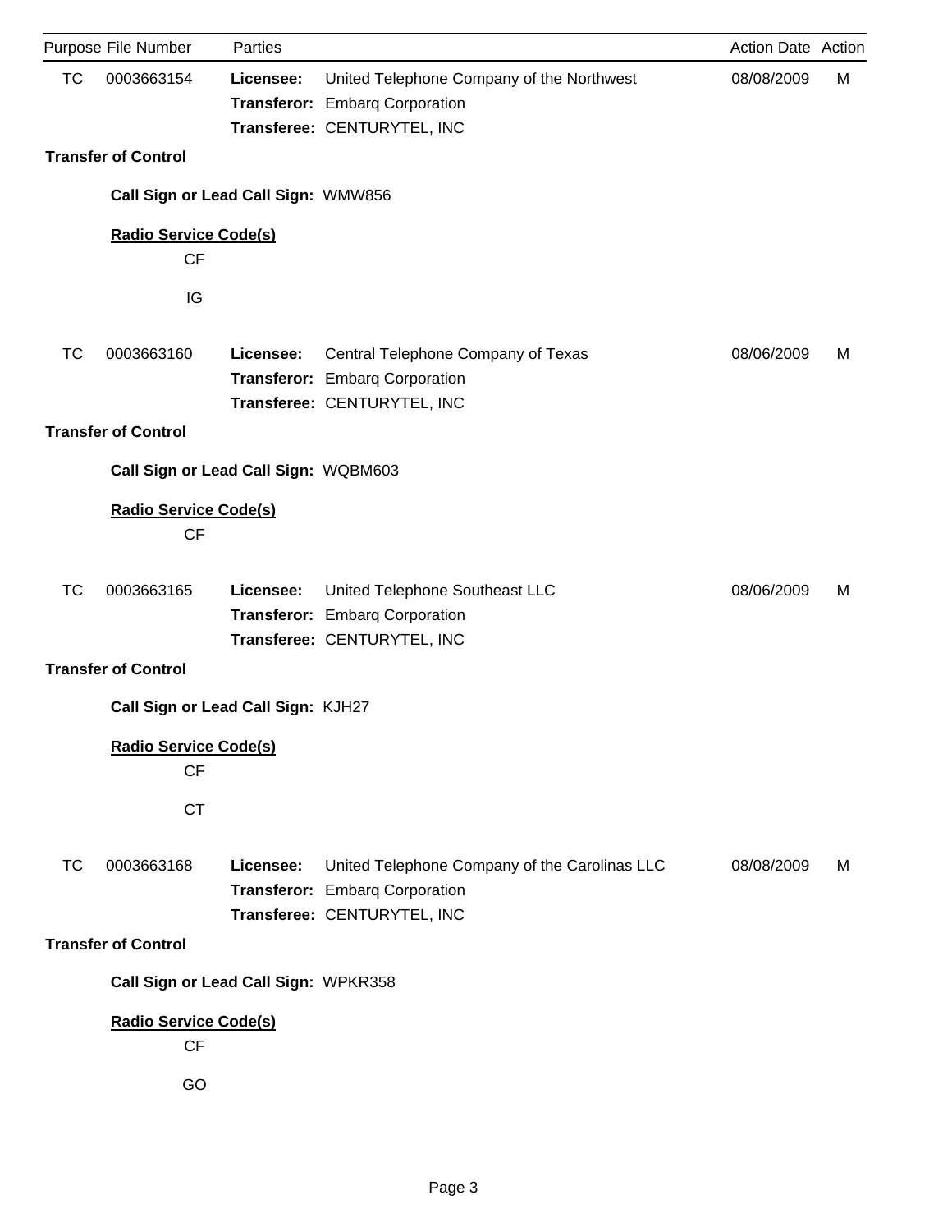| Purpose | File Number | Parties | | Action Date | Action |
|---|---|---|---|---|---|
| TC | 0003663154 | **Licensee:** | United Telephone Company of the Northwest | 08/08/2009 | M |
| | | **Transferor:** | Embarq Corporation | | |
| | | **Transferee:** | CENTURYTEL, INC | | |

**Transfer of Control**

**Call Sign or Lead Call Sign:** WMW856

**Radio Service Code(s)**

CF

IG

| Purpose | File Number | Parties | | Action Date | Action |
|---|---|---|---|---|---|
| TC | 0003663160 | **Licensee:** | Central Telephone Company of Texas | 08/06/2009 | M |
| | | **Transferor:** | Embarq Corporation | | |
| | | **Transferee:** | CENTURYTEL, INC | | |

**Transfer of Control**

**Call Sign or Lead Call Sign:** WQBM603

**Radio Service Code(s)**

CF

| Purpose | File Number | Parties | | Action Date | Action |
|---|---|---|---|---|---|
| TC | 0003663165 | **Licensee:** | United Telephone Southeast LLC | 08/06/2009 | M |
| | | **Transferor:** | Embarq Corporation | | |
| | | **Transferee:** | CENTURYTEL, INC | | |

**Transfer of Control**

**Call Sign or Lead Call Sign:** KJH27

**Radio Service Code(s)**

CF

CT

| Purpose | File Number | Parties | | Action Date | Action |
|---|---|---|---|---|---|
| TC | 0003663168 | **Licensee:** | United Telephone Company of the Carolinas LLC | 08/08/2009 | M |
| | | **Transferor:** | Embarq Corporation | | |
| | | **Transferee:** | CENTURYTEL, INC | | |

**Transfer of Control**

**Call Sign or Lead Call Sign:** WPKR358

**Radio Service Code(s)**

CF

GO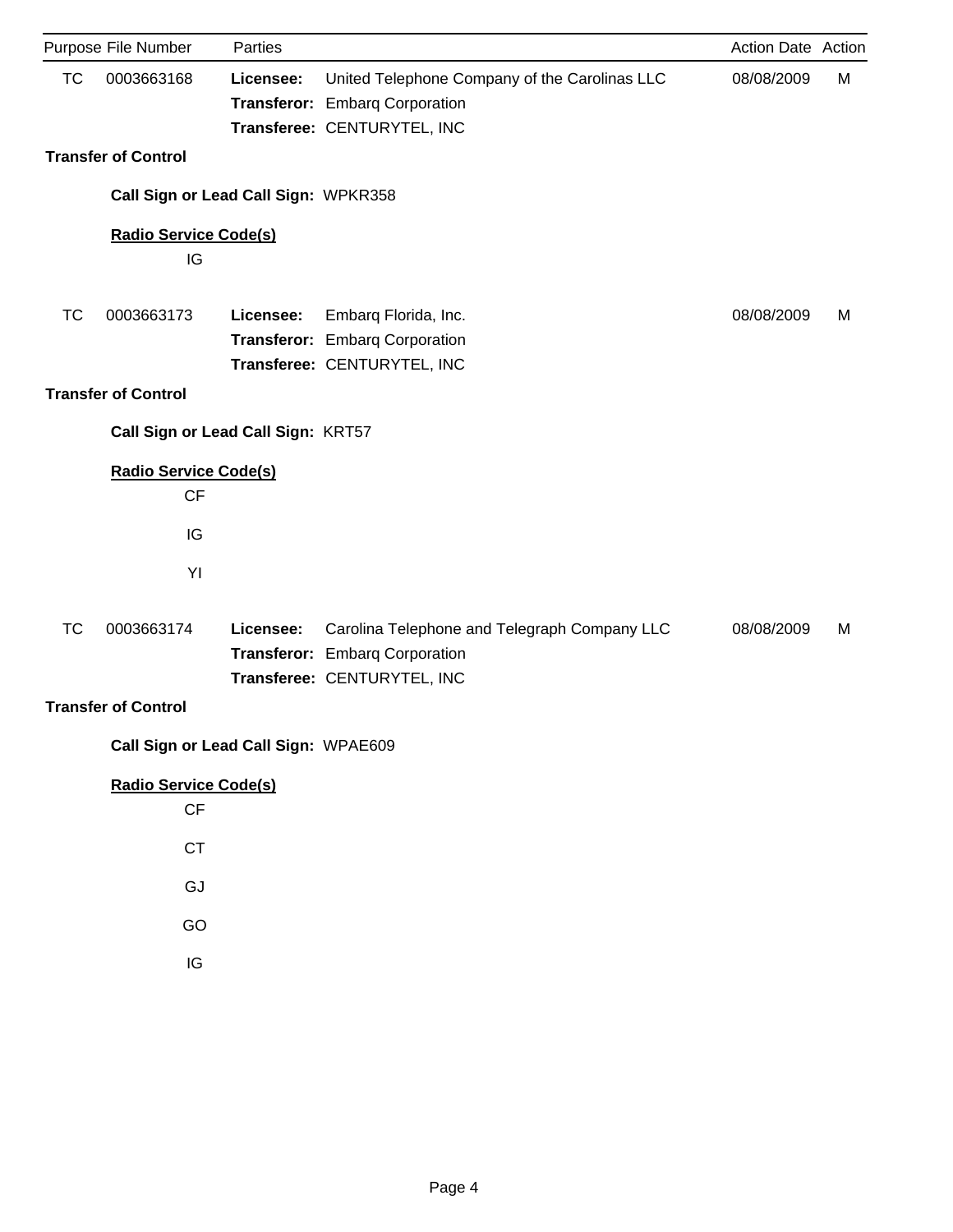| Purpose | File Number | Parties | | Action Date | Action |
|---|---|---|---|---|---|
| TC | 0003663168 | **Licensee:** | United Telephone Company of the Carolinas LLC | 08/08/2009 | M |
| | | **Transferor:** | Embarq Corporation | | |
| | | **Transferee:** | CENTURYTEL, INC | | |

**Transfer of Control**

**Call Sign or Lead Call Sign:** WPKR358

**Radio Service Code(s)**

IG

| Purpose | File Number | Parties | | Action Date | Action |
|---|---|---|---|---|---|
| TC | 0003663173 | **Licensee:** | Embarq Florida, Inc. | 08/08/2009 | M |
| | | **Transferor:** | Embarq Corporation | | |
| | | **Transferee:** | CENTURYTEL, INC | | |

**Transfer of Control**

**Call Sign or Lead Call Sign:** KRT57

**Radio Service Code(s)**

CF

IG

YI

| Purpose | File Number | Parties | | Action Date | Action |
|---|---|---|---|---|---|
| TC | 0003663174 | **Licensee:** | Carolina Telephone and Telegraph Company LLC | 08/08/2009 | M |
| | | **Transferor:** | Embarq Corporation | | |
| | | **Transferee:** | CENTURYTEL, INC | | |

**Transfer of Control**

**Call Sign or Lead Call Sign:** WPAE609

**Radio Service Code(s)**

CF

CT

GJ

GO

IG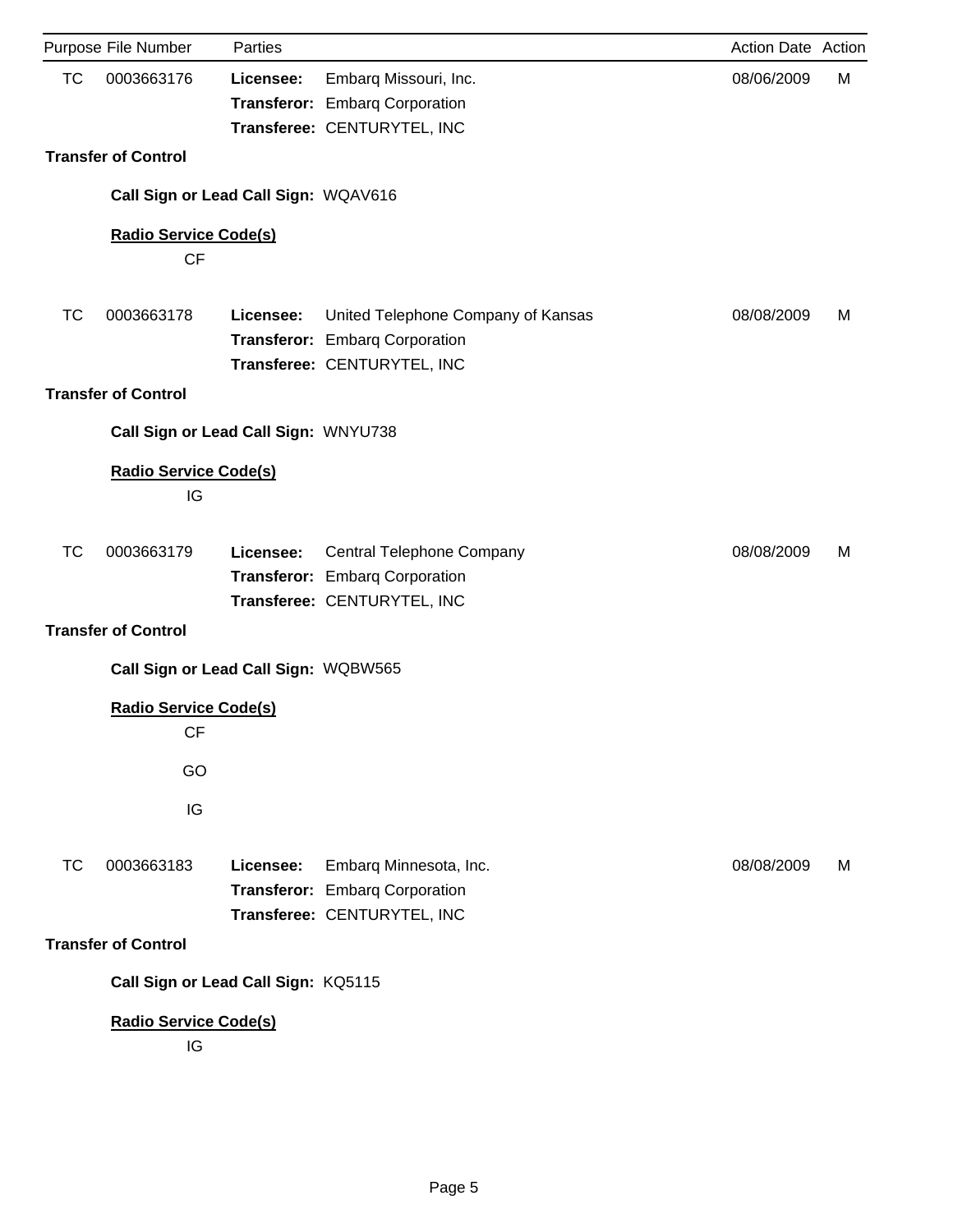| Purpose | File Number | Parties | | Action Date | Action |
|---|---|---|---|---|---|
| TC | 0003663176 | **Licensee:** | Embarq Missouri, Inc. | 08/06/2009 | M |
| | | **Transferor:** | Embarq Corporation | | |
| | | **Transferee:** | CENTURYTEL, INC | | |

**Transfer of Control**

**Call Sign or Lead Call Sign:** WQAV616

**Radio Service Code(s)**

CF

| Purpose | File Number | Parties | | Action Date | Action |
|---|---|---|---|---|---|
| TC | 0003663178 | **Licensee:** | United Telephone Company of Kansas | 08/08/2009 | M |
| | | **Transferor:** | Embarq Corporation | | |
| | | **Transferee:** | CENTURYTEL, INC | | |

**Transfer of Control**

**Call Sign or Lead Call Sign:** WNYU738

**Radio Service Code(s)**

IG

| Purpose | File Number | Parties | | Action Date | Action |
|---|---|---|---|---|---|
| TC | 0003663179 | **Licensee:** | Central Telephone Company | 08/08/2009 | M |
| | | **Transferor:** | Embarq Corporation | | |
| | | **Transferee:** | CENTURYTEL, INC | | |

**Transfer of Control**

**Call Sign or Lead Call Sign:** WQBW565

**Radio Service Code(s)**

CF

GO

IG

| Purpose | File Number | Parties | | Action Date | Action |
|---|---|---|---|---|---|
| TC | 0003663183 | **Licensee:** | Embarq Minnesota, Inc. | 08/08/2009 | M |
| | | **Transferor:** | Embarq Corporation | | |
| | | **Transferee:** | CENTURYTEL, INC | | |

**Transfer of Control**

**Call Sign or Lead Call Sign:** KQ5115

**Radio Service Code(s)**

IG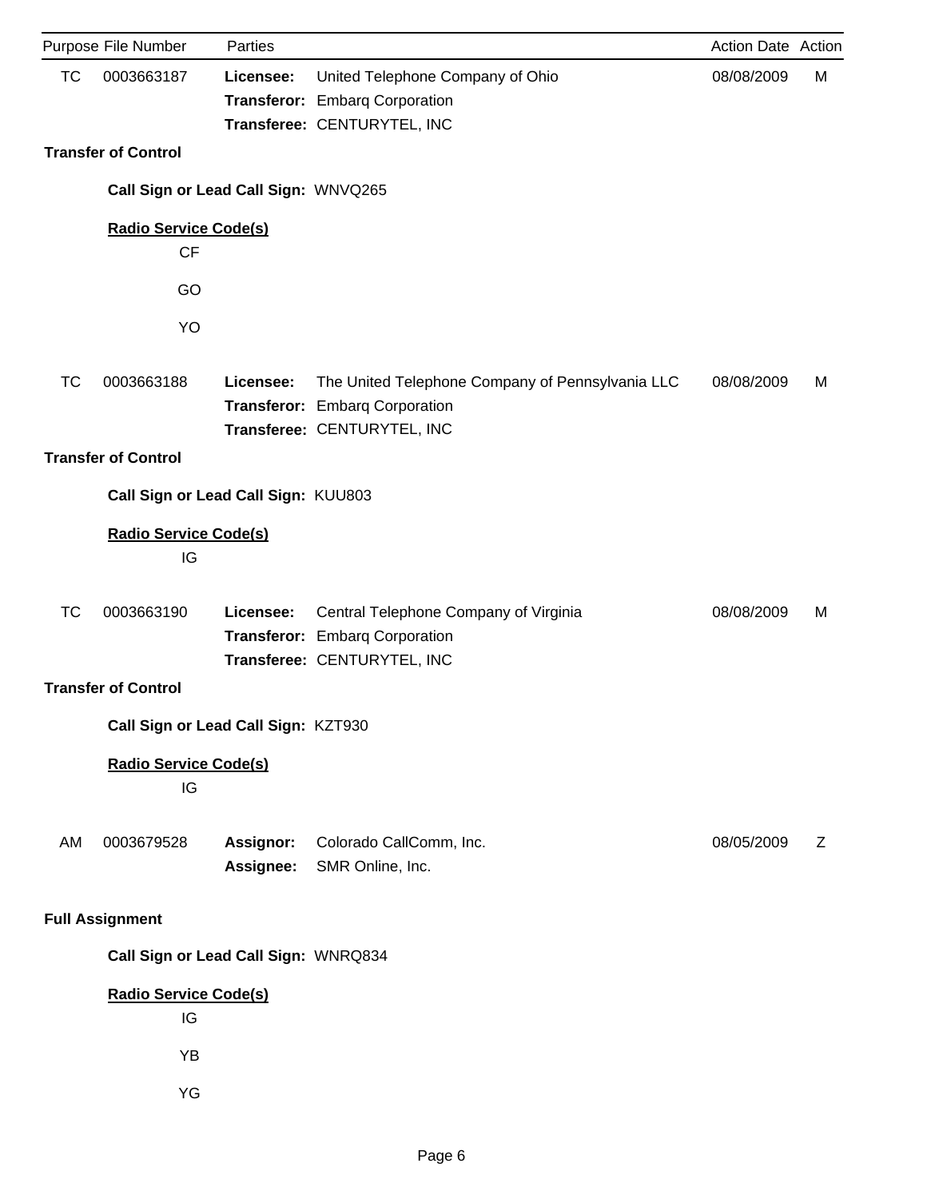| Purpose | File Number | Parties | | Action Date | Action |
|---|---|---|---|---|---|
| TC | 0003663187 | **Licensee:** | United Telephone Company of Ohio | 08/08/2009 | M |
| | | **Transferor:** | Embarq Corporation | | |
| | | **Transferee:** | CENTURYTEL, INC | | |

**Transfer of Control**

**Call Sign or Lead Call Sign:** WNVQ265

**Radio Service Code(s)**

CF

GO

YO

| Purpose | File Number | Parties | | Action Date | Action |
|---|---|---|---|---|---|
| TC | 0003663188 | **Licensee:** | The United Telephone Company of Pennsylvania LLC | 08/08/2009 | M |
| | | **Transferor:** | Embarq Corporation | | |
| | | **Transferee:** | CENTURYTEL, INC | | |

**Transfer of Control**

**Call Sign or Lead Call Sign:** KUU803

**Radio Service Code(s)**

IG

| Purpose | File Number | Parties | | Action Date | Action |
|---|---|---|---|---|---|
| TC | 0003663190 | **Licensee:** | Central Telephone Company of Virginia | 08/08/2009 | M |
| | | **Transferor:** | Embarq Corporation | | |
| | | **Transferee:** | CENTURYTEL, INC | | |

**Transfer of Control**

**Call Sign or Lead Call Sign:** KZT930

**Radio Service Code(s)**

IG

| Purpose | File Number | Parties | | Action Date | Action |
|---|---|---|---|---|---|
| AM | 0003679528 | **Assignor:** | Colorado CallComm, Inc. | 08/05/2009 | Z |
| | | **Assignee:** | SMR Online, Inc. | | |

**Full Assignment**

**Call Sign or Lead Call Sign:** WNRQ834

**Radio Service Code(s)**

IG

YB

YG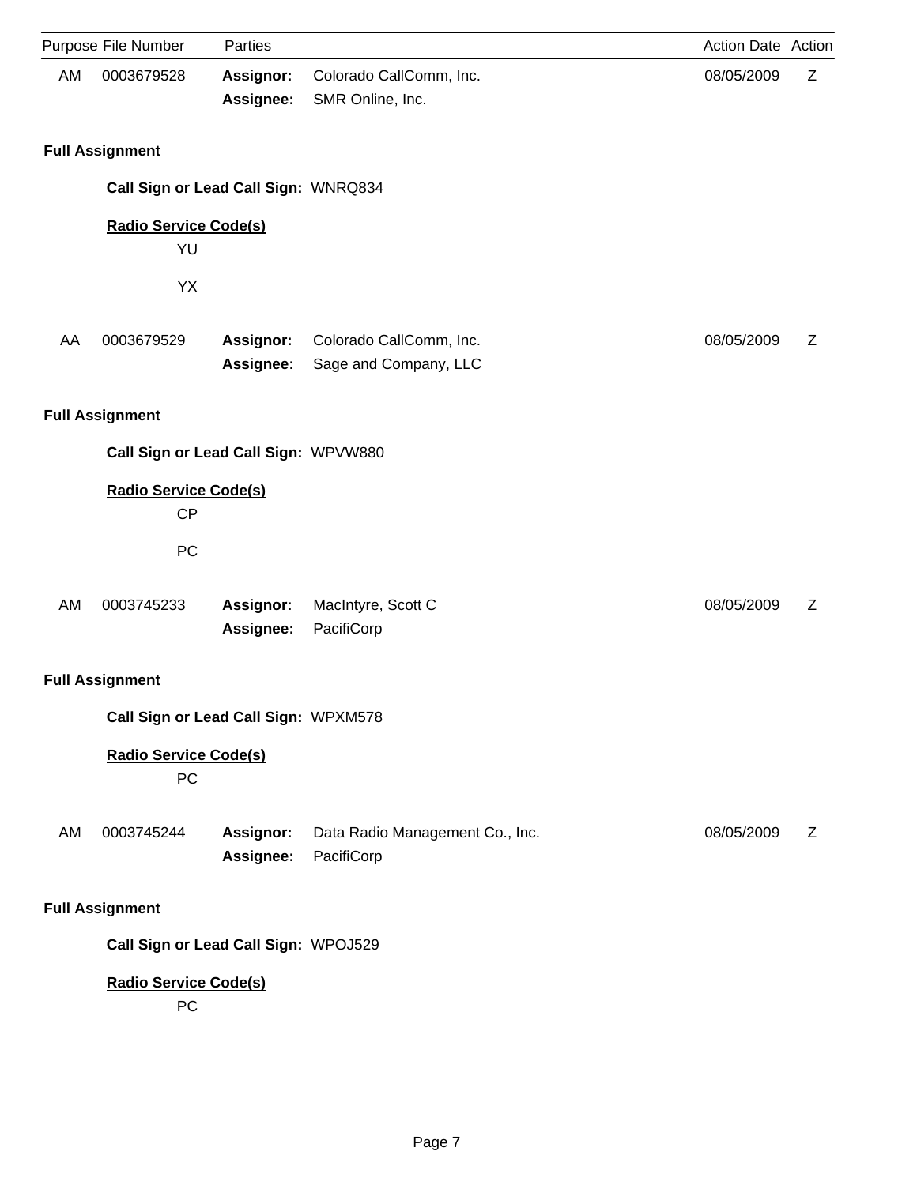| Purpose | File Number | Parties | | Action Date | Action |
|---|---|---|---|---|---|
| AM | 0003679528 | **Assignor:** | Colorado CallComm, Inc. | 08/05/2009 | Z |
| | | **Assignee:** | SMR Online, Inc. | | |

**Full Assignment**

**Call Sign or Lead Call Sign:** WNRQ834

**Radio Service Code(s)**

YU

YX

| Purpose | File Number | Parties | | Action Date | Action |
|---|---|---|---|---|---|
| AA | 0003679529 | **Assignor:** | Colorado CallComm, Inc. | 08/05/2009 | Z |
| | | **Assignee:** | Sage and Company, LLC | | |

**Full Assignment**

**Call Sign or Lead Call Sign:** WPVW880

**Radio Service Code(s)**

CP

PC

| Purpose | File Number | Parties | | Action Date | Action |
|---|---|---|---|---|---|
| AM | 0003745233 | **Assignor:** | MacIntyre, Scott C | 08/05/2009 | Z |
| | | **Assignee:** | PacifiCorp | | |

**Full Assignment**

**Call Sign or Lead Call Sign:** WPXM578

**Radio Service Code(s)**

PC

| Purpose | File Number | Parties | | Action Date | Action |
|---|---|---|---|---|---|
| AM | 0003745244 | **Assignor:** | Data Radio Management Co., Inc. | 08/05/2009 | Z |
| | | **Assignee:** | PacifiCorp | | |

**Full Assignment**

**Call Sign or Lead Call Sign:** WPOJ529

**Radio Service Code(s)**

PC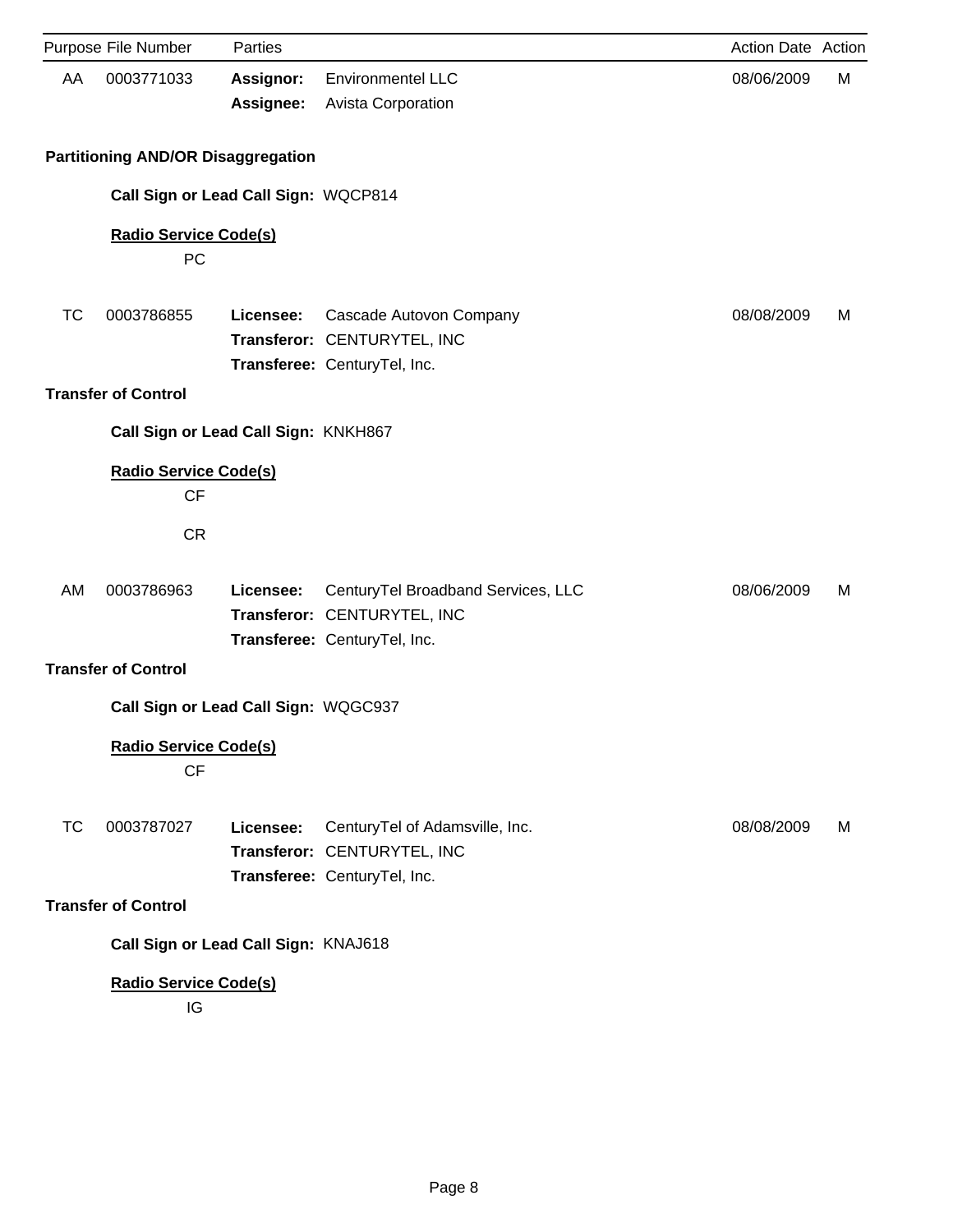| Purpose | File Number | Parties | | Action Date | Action |
|---|---|---|---|---|---|
| AA | 0003771033 | **Assignor:** | Environmentel LLC | 08/06/2009 | M |
| | | **Assignee:** | Avista Corporation | | |

**Partitioning AND/OR Disaggregation**

**Call Sign or Lead Call Sign:** WQCP814

**Radio Service Code(s)**

PC

| Purpose | File Number | Parties | | Action Date | Action |
|---|---|---|---|---|---|
| TC | 0003786855 | **Licensee:** | Cascade Autovon Company | 08/08/2009 | M |
| | | **Transferor:** | CENTURYTEL, INC | | |
| | | **Transferee:** | CenturyTel, Inc. | | |

**Transfer of Control**

**Call Sign or Lead Call Sign:** KNKH867

**Radio Service Code(s)**

CF

CR

| Purpose | File Number | Parties | | Action Date | Action |
|---|---|---|---|---|---|
| AM | 0003786963 | **Licensee:** | CenturyTel Broadband Services, LLC | 08/06/2009 | M |
| | | **Transferor:** | CENTURYTEL, INC | | |
| | | **Transferee:** | CenturyTel, Inc. | | |

**Transfer of Control**

**Call Sign or Lead Call Sign:** WQGC937

**Radio Service Code(s)**

CF

| Purpose | File Number | Parties | | Action Date | Action |
|---|---|---|---|---|---|
| TC | 0003787027 | **Licensee:** | CenturyTel of Adamsville, Inc. | 08/08/2009 | M |
| | | **Transferor:** | CENTURYTEL, INC | | |
| | | **Transferee:** | CenturyTel, Inc. | | |

**Transfer of Control**

**Call Sign or Lead Call Sign:** KNAJ618

**Radio Service Code(s)**

IG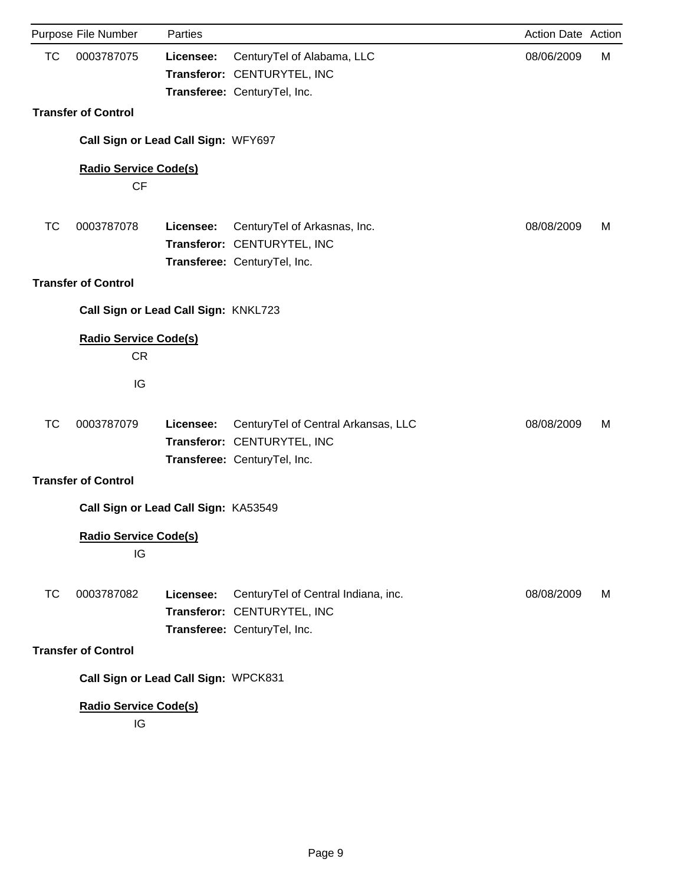| Purpose | File Number | Parties | | Action Date | Action |
|---|---|---|---|---|---|
| TC | 0003787075 | **Licensee:** | CenturyTel of Alabama, LLC | 08/06/2009 | M |
| | | **Transferor:** | CENTURYTEL, INC | | |
| | | **Transferee:** | CenturyTel, Inc. | | |

**Transfer of Control**

**Call Sign or Lead Call Sign:** WFY697

**Radio Service Code(s)**

CF

| Purpose | File Number | Parties | | Action Date | Action |
|---|---|---|---|---|---|
| TC | 0003787078 | **Licensee:** | CenturyTel of Arkasnas, Inc. | 08/08/2009 | M |
| | | **Transferor:** | CENTURYTEL, INC | | |
| | | **Transferee:** | CenturyTel, Inc. | | |

**Transfer of Control**

**Call Sign or Lead Call Sign:** KNKL723

**Radio Service Code(s)**

CR

IG

| Purpose | File Number | Parties | | Action Date | Action |
|---|---|---|---|---|---|
| TC | 0003787079 | **Licensee:** | CenturyTel of Central Arkansas, LLC | 08/08/2009 | M |
| | | **Transferor:** | CENTURYTEL, INC | | |
| | | **Transferee:** | CenturyTel, Inc. | | |

**Transfer of Control**

**Call Sign or Lead Call Sign:** KA53549

**Radio Service Code(s)**

IG

| Purpose | File Number | Parties | | Action Date | Action |
|---|---|---|---|---|---|
| TC | 0003787082 | **Licensee:** | CenturyTel of Central Indiana, inc. | 08/08/2009 | M |
| | | **Transferor:** | CENTURYTEL, INC | | |
| | | **Transferee:** | CenturyTel, Inc. | | |

**Transfer of Control**

**Call Sign or Lead Call Sign:** WPCK831

**Radio Service Code(s)**

IG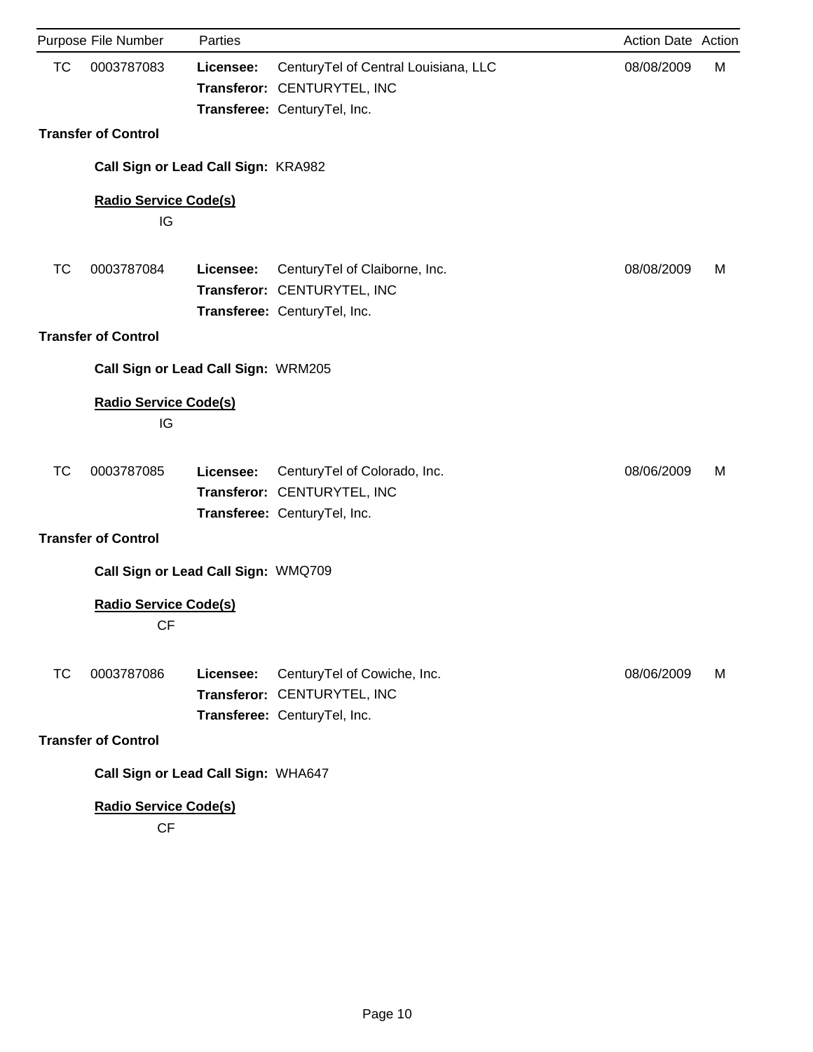| Purpose | File Number | Parties | | Action Date | Action |
|---|---|---|---|---|---|
| TC | 0003787083 | **Licensee:** | CenturyTel of Central Louisiana, LLC | 08/08/2009 | M |
| | | **Transferor:** | CENTURYTEL, INC | | |
| | | **Transferee:** | CenturyTel, Inc. | | |

**Transfer of Control**

**Call Sign or Lead Call Sign:** KRA982

**Radio Service Code(s)**

IG

| Purpose | File Number | Parties | | Action Date | Action |
|---|---|---|---|---|---|
| TC | 0003787084 | **Licensee:** | CenturyTel of Claiborne, Inc. | 08/08/2009 | M |
| | | **Transferor:** | CENTURYTEL, INC | | |
| | | **Transferee:** | CenturyTel, Inc. | | |

**Transfer of Control**

**Call Sign or Lead Call Sign:** WRM205

**Radio Service Code(s)**

IG

| Purpose | File Number | Parties | | Action Date | Action |
|---|---|---|---|---|---|
| TC | 0003787085 | **Licensee:** | CenturyTel of Colorado, Inc. | 08/06/2009 | M |
| | | **Transferor:** | CENTURYTEL, INC | | |
| | | **Transferee:** | CenturyTel, Inc. | | |

**Transfer of Control**

**Call Sign or Lead Call Sign:** WMQ709

**Radio Service Code(s)**

CF

| Purpose | File Number | Parties | | Action Date | Action |
|---|---|---|---|---|---|
| TC | 0003787086 | **Licensee:** | CenturyTel of Cowiche, Inc. | 08/06/2009 | M |
| | | **Transferor:** | CENTURYTEL, INC | | |
| | | **Transferee:** | CenturyTel, Inc. | | |

**Transfer of Control**

**Call Sign or Lead Call Sign:** WHA647

**Radio Service Code(s)**

CF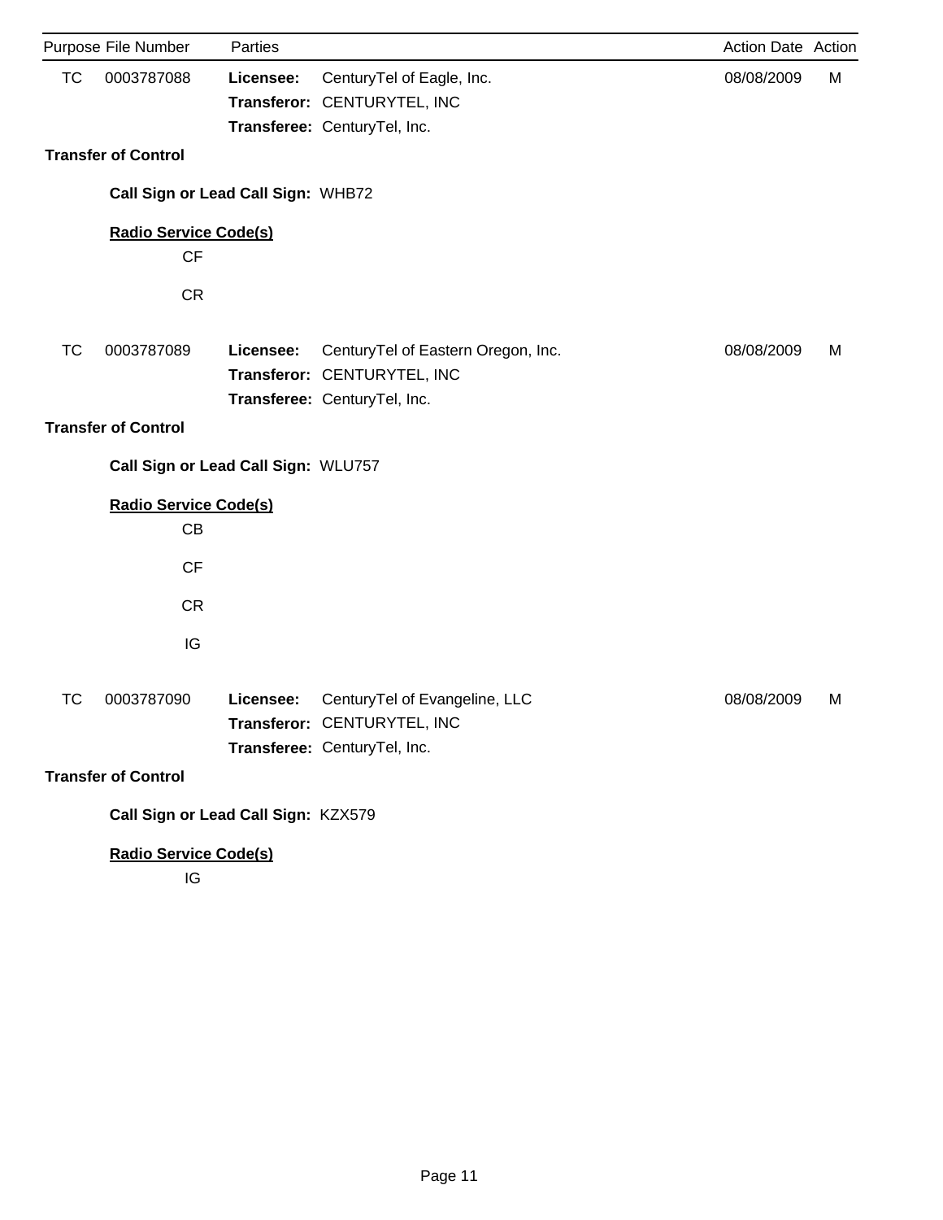| Purpose | File Number | Parties | | Action Date | Action |
|---|---|---|---|---|---|
| TC | 0003787088 | **Licensee:** | CenturyTel of Eagle, Inc. | 08/08/2009 | M |
| | | **Transferor:** | CENTURYTEL, INC | | |
| | | **Transferee:** | CenturyTel, Inc. | | |

**Transfer of Control**

**Call Sign or Lead Call Sign:** WHB72

**Radio Service Code(s)**

CF

CR

| Purpose | File Number | Parties | | Action Date | Action |
|---|---|---|---|---|---|
| TC | 0003787089 | **Licensee:** | CenturyTel of Eastern Oregon, Inc. | 08/08/2009 | M |
| | | **Transferor:** | CENTURYTEL, INC | | |
| | | **Transferee:** | CenturyTel, Inc. | | |

**Transfer of Control**

**Call Sign or Lead Call Sign:** WLU757

**Radio Service Code(s)**

CB

CF

CR

IG

| Purpose | File Number | Parties | | Action Date | Action |
|---|---|---|---|---|---|
| TC | 0003787090 | **Licensee:** | CenturyTel of Evangeline, LLC | 08/08/2009 | M |
| | | **Transferor:** | CENTURYTEL, INC | | |
| | | **Transferee:** | CenturyTel, Inc. | | |

**Transfer of Control**

**Call Sign or Lead Call Sign:** KZX579

**Radio Service Code(s)**

IG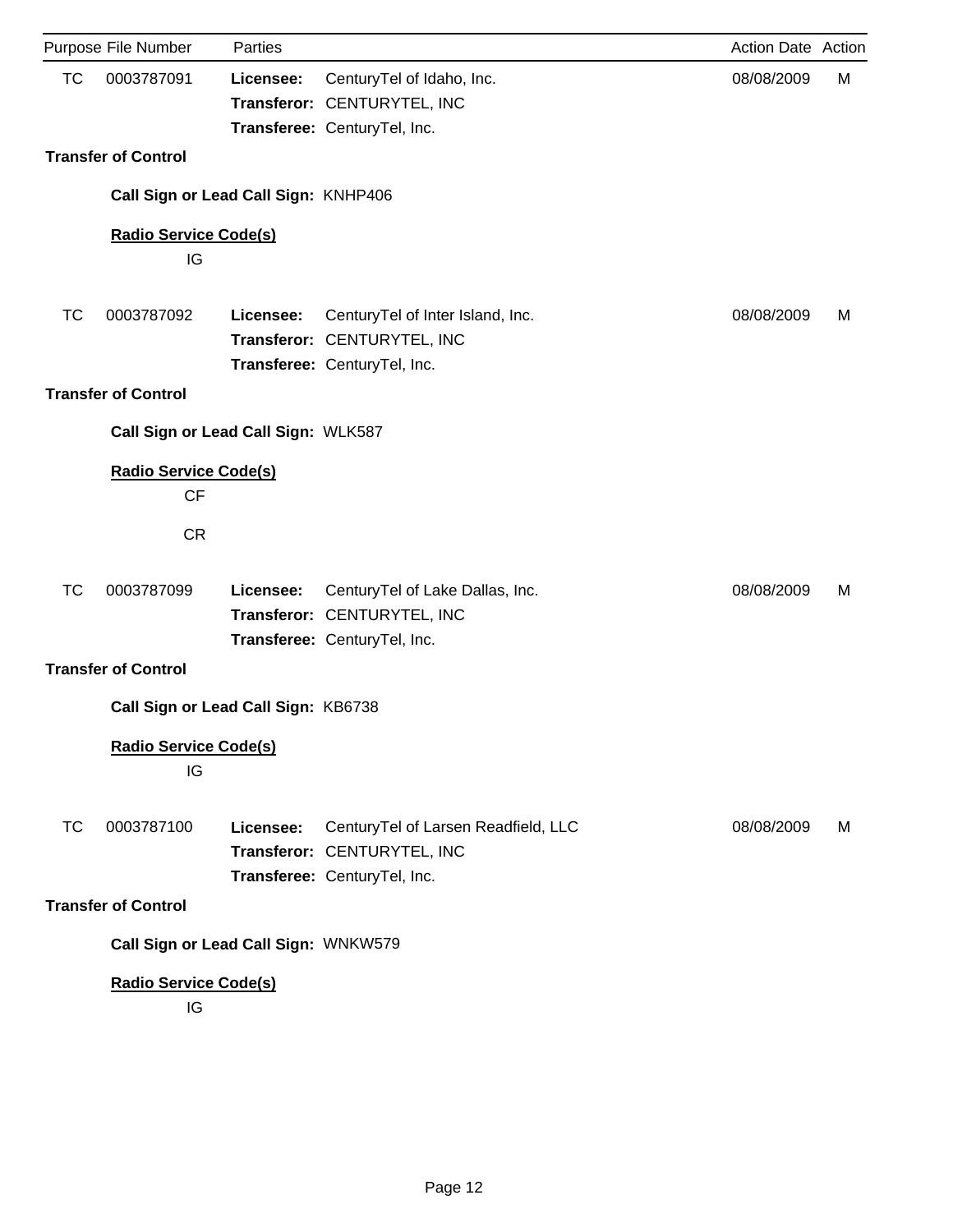| Purpose | File Number | Parties | | Action Date | Action |
|---|---|---|---|---|---|
| TC | 0003787091 | **Licensee:** | CenturyTel of Idaho, Inc. | 08/08/2009 | M |
| | | **Transferor:** | CENTURYTEL, INC | | |
| | | **Transferee:** | CenturyTel, Inc. | | |

**Transfer of Control**

**Call Sign or Lead Call Sign:** KNHP406

**Radio Service Code(s)**

IG

| Purpose | File Number | Parties | | Action Date | Action |
|---|---|---|---|---|---|
| TC | 0003787092 | **Licensee:** | CenturyTel of Inter Island, Inc. | 08/08/2009 | M |
| | | **Transferor:** | CENTURYTEL, INC | | |
| | | **Transferee:** | CenturyTel, Inc. | | |

**Transfer of Control**

**Call Sign or Lead Call Sign:** WLK587

**Radio Service Code(s)**

CF

CR

| Purpose | File Number | Parties | | Action Date | Action |
|---|---|---|---|---|---|
| TC | 0003787099 | **Licensee:** | CenturyTel of Lake Dallas, Inc. | 08/08/2009 | M |
| | | **Transferor:** | CENTURYTEL, INC | | |
| | | **Transferee:** | CenturyTel, Inc. | | |

**Transfer of Control**

**Call Sign or Lead Call Sign:** KB6738

**Radio Service Code(s)**

IG

| Purpose | File Number | Parties | | Action Date | Action |
|---|---|---|---|---|---|
| TC | 0003787100 | **Licensee:** | CenturyTel of Larsen Readfield, LLC | 08/08/2009 | M |
| | | **Transferor:** | CENTURYTEL, INC | | |
| | | **Transferee:** | CenturyTel, Inc. | | |

**Transfer of Control**

**Call Sign or Lead Call Sign:** WNKW579

**Radio Service Code(s)**

IG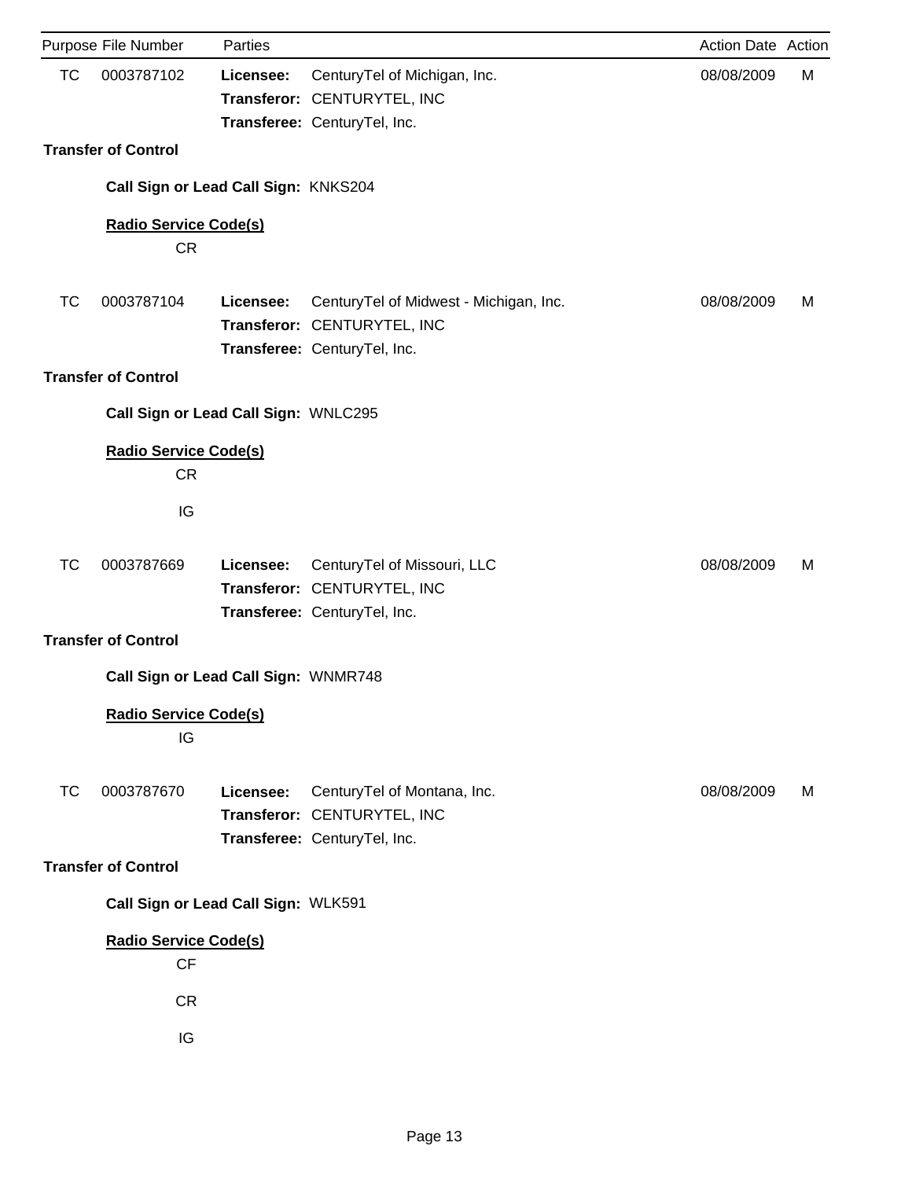| Purpose | File Number | Parties | | Action Date | Action |
|---|---|---|---|---|---|
| TC | 0003787102 | **Licensee:** | CenturyTel of Michigan, Inc. | 08/08/2009 | M |
| | | **Transferor:** | CENTURYTEL, INC | | |
| | | **Transferee:** | CenturyTel, Inc. | | |

**Transfer of Control**

**Call Sign or Lead Call Sign:** KNKS204

**Radio Service Code(s)**

CR

| Purpose | File Number | Parties | | Action Date | Action |
|---|---|---|---|---|---|
| TC | 0003787104 | **Licensee:** | CenturyTel of Midwest - Michigan, Inc. | 08/08/2009 | M |
| | | **Transferor:** | CENTURYTEL, INC | | |
| | | **Transferee:** | CenturyTel, Inc. | | |

**Transfer of Control**

**Call Sign or Lead Call Sign:** WNLC295

**Radio Service Code(s)**

CR

IG

| Purpose | File Number | Parties | | Action Date | Action |
|---|---|---|---|---|---|
| TC | 0003787669 | **Licensee:** | CenturyTel of Missouri, LLC | 08/08/2009 | M |
| | | **Transferor:** | CENTURYTEL, INC | | |
| | | **Transferee:** | CenturyTel, Inc. | | |

**Transfer of Control**

**Call Sign or Lead Call Sign:** WNMR748

**Radio Service Code(s)**

IG

| Purpose | File Number | Parties | | Action Date | Action |
|---|---|---|---|---|---|
| TC | 0003787670 | **Licensee:** | CenturyTel of Montana, Inc. | 08/08/2009 | M |
| | | **Transferor:** | CENTURYTEL, INC | | |
| | | **Transferee:** | CenturyTel, Inc. | | |

**Transfer of Control**

**Call Sign or Lead Call Sign:** WLK591

**Radio Service Code(s)**

CF

CR

IG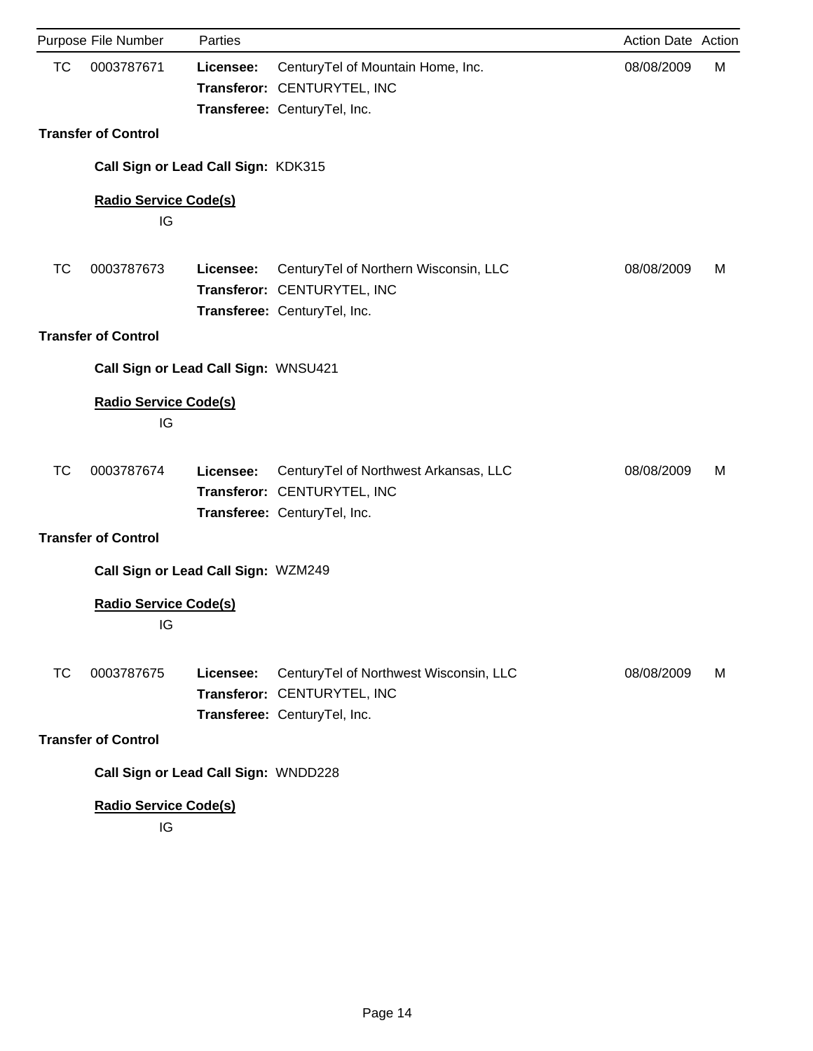| Purpose | File Number | Parties | | Action Date | Action |
|---|---|---|---|---|---|
| TC | 0003787671 | **Licensee:** | CenturyTel of Mountain Home, Inc. | 08/08/2009 | M |
| | | **Transferor:** | CENTURYTEL, INC | | |
| | | **Transferee:** | CenturyTel, Inc. | | |

**Transfer of Control**

**Call Sign or Lead Call Sign:** KDK315

**Radio Service Code(s)**

IG

| Purpose | File Number | Parties | | Action Date | Action |
|---|---|---|---|---|---|
| TC | 0003787673 | **Licensee:** | CenturyTel of Northern Wisconsin, LLC | 08/08/2009 | M |
| | | **Transferor:** | CENTURYTEL, INC | | |
| | | **Transferee:** | CenturyTel, Inc. | | |

**Transfer of Control**

**Call Sign or Lead Call Sign:** WNSU421

**Radio Service Code(s)**

IG

| Purpose | File Number | Parties | | Action Date | Action |
|---|---|---|---|---|---|
| TC | 0003787674 | **Licensee:** | CenturyTel of Northwest Arkansas, LLC | 08/08/2009 | M |
| | | **Transferor:** | CENTURYTEL, INC | | |
| | | **Transferee:** | CenturyTel, Inc. | | |

**Transfer of Control**

**Call Sign or Lead Call Sign:** WZM249

**Radio Service Code(s)**

IG

| Purpose | File Number | Parties | | Action Date | Action |
|---|---|---|---|---|---|
| TC | 0003787675 | **Licensee:** | CenturyTel of Northwest Wisconsin, LLC | 08/08/2009 | M |
| | | **Transferor:** | CENTURYTEL, INC | | |
| | | **Transferee:** | CenturyTel, Inc. | | |

**Transfer of Control**

**Call Sign or Lead Call Sign:** WNDD228

**Radio Service Code(s)**

IG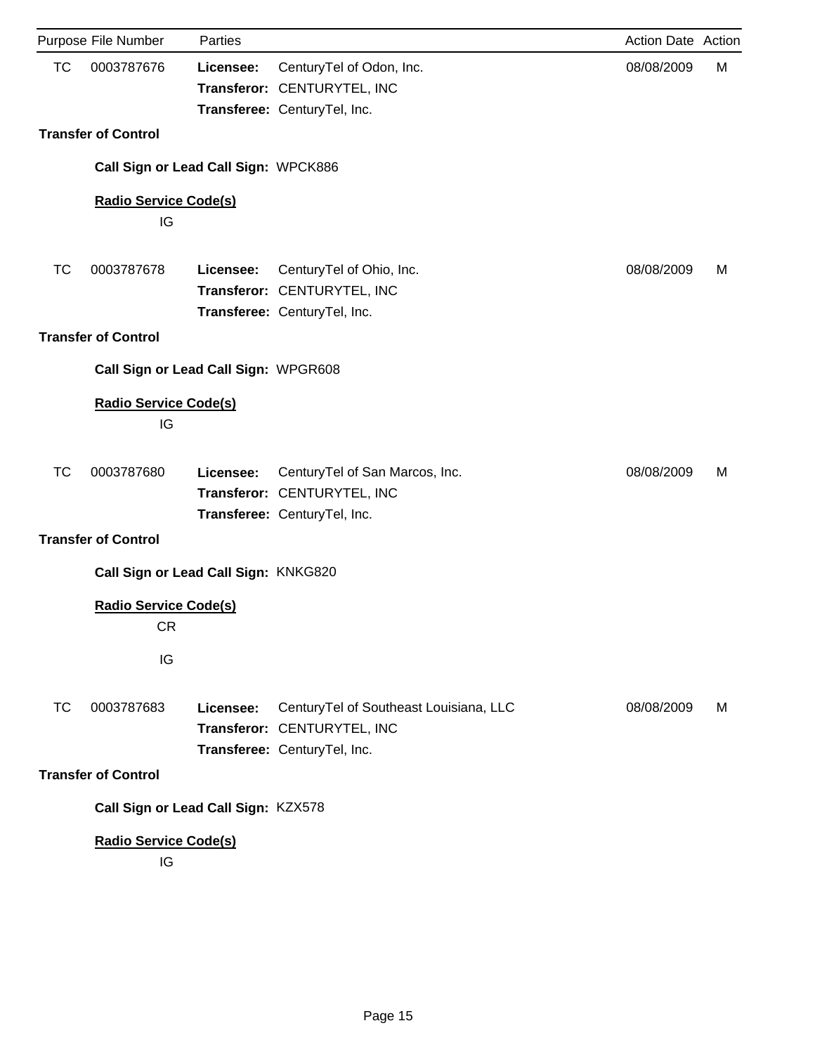| Purpose | File Number | Parties | | Action Date | Action |
|---|---|---|---|---|---|
| TC | 0003787676 | **Licensee:** | CenturyTel of Odon, Inc. | 08/08/2009 | M |
| | | **Transferor:** | CENTURYTEL, INC | | |
| | | **Transferee:** | CenturyTel, Inc. | | |

**Transfer of Control**

**Call Sign or Lead Call Sign:** WPCK886

**Radio Service Code(s)**

IG

| Purpose | File Number | Parties | | Action Date | Action |
|---|---|---|---|---|---|
| TC | 0003787678 | **Licensee:** | CenturyTel of Ohio, Inc. | 08/08/2009 | M |
| | | **Transferor:** | CENTURYTEL, INC | | |
| | | **Transferee:** | CenturyTel, Inc. | | |

**Transfer of Control**

**Call Sign or Lead Call Sign:** WPGR608

**Radio Service Code(s)**

IG

| Purpose | File Number | Parties | | Action Date | Action |
|---|---|---|---|---|---|
| TC | 0003787680 | **Licensee:** | CenturyTel of San Marcos, Inc. | 08/08/2009 | M |
| | | **Transferor:** | CENTURYTEL, INC | | |
| | | **Transferee:** | CenturyTel, Inc. | | |

**Transfer of Control**

**Call Sign or Lead Call Sign:** KNKG820

**Radio Service Code(s)**

CR

IG

| Purpose | File Number | Parties | | Action Date | Action |
|---|---|---|---|---|---|
| TC | 0003787683 | **Licensee:** | CenturyTel of Southeast Louisiana, LLC | 08/08/2009 | M |
| | | **Transferor:** | CENTURYTEL, INC | | |
| | | **Transferee:** | CenturyTel, Inc. | | |

**Transfer of Control**

**Call Sign or Lead Call Sign:** KZX578

**Radio Service Code(s)**

IG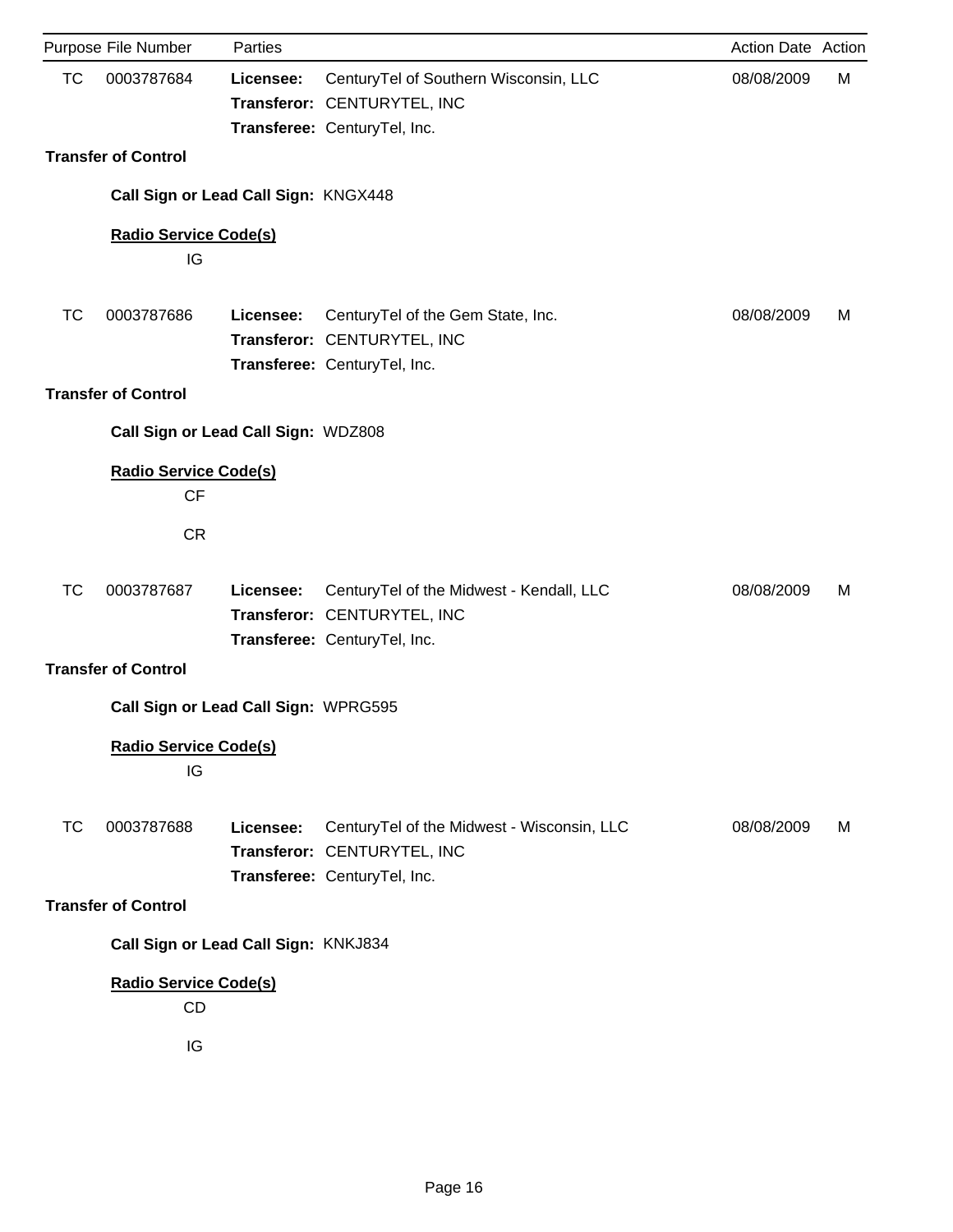| Purpose | File Number | Parties | | Action Date | Action |
|---|---|---|---|---|---|
| TC | 0003787684 | **Licensee:** | CenturyTel of Southern Wisconsin, LLC | 08/08/2009 | M |
| | | **Transferor:** | CENTURYTEL, INC | | |
| | | **Transferee:** | CenturyTel, Inc. | | |

**Transfer of Control**

**Call Sign or Lead Call Sign:** KNGX448

**Radio Service Code(s)**

IG

| Purpose | File Number | Parties | | Action Date | Action |
|---|---|---|---|---|---|
| TC | 0003787686 | **Licensee:** | CenturyTel of the Gem State, Inc. | 08/08/2009 | M |
| | | **Transferor:** | CENTURYTEL, INC | | |
| | | **Transferee:** | CenturyTel, Inc. | | |

**Transfer of Control**

**Call Sign or Lead Call Sign:** WDZ808

**Radio Service Code(s)**

CF

CR

| Purpose | File Number | Parties | | Action Date | Action |
|---|---|---|---|---|---|
| TC | 0003787687 | **Licensee:** | CenturyTel of the Midwest - Kendall, LLC | 08/08/2009 | M |
| | | **Transferor:** | CENTURYTEL, INC | | |
| | | **Transferee:** | CenturyTel, Inc. | | |

**Transfer of Control**

**Call Sign or Lead Call Sign:** WPRG595

**Radio Service Code(s)**

IG

| Purpose | File Number | Parties | | Action Date | Action |
|---|---|---|---|---|---|
| TC | 0003787688 | **Licensee:** | CenturyTel of the Midwest - Wisconsin, LLC | 08/08/2009 | M |
| | | **Transferor:** | CENTURYTEL, INC | | |
| | | **Transferee:** | CenturyTel, Inc. | | |

**Transfer of Control**

**Call Sign or Lead Call Sign:** KNKJ834

**Radio Service Code(s)**

CD

IG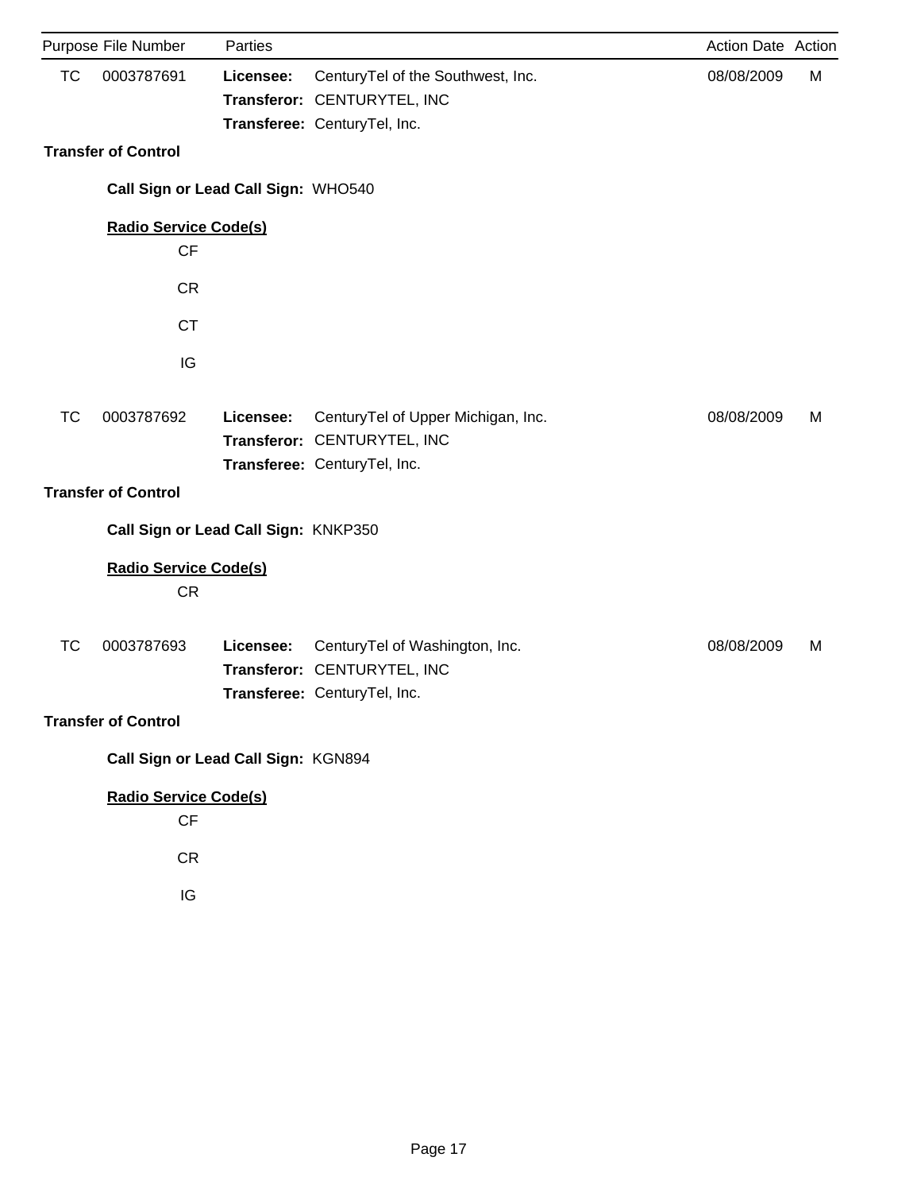| Purpose | File Number | Parties | | Action Date | Action |
|---|---|---|---|---|---|
| TC | 0003787691 | **Licensee:** | CenturyTel of the Southwest, Inc. | 08/08/2009 | M |
| | | **Transferor:** | CENTURYTEL, INC | | |
| | | **Transferee:** | CenturyTel, Inc. | | |

**Transfer of Control**

**Call Sign or Lead Call Sign:** WHO540

**Radio Service Code(s)**

CF

CR

CT

IG

| Purpose | File Number | Parties | | Action Date | Action |
|---|---|---|---|---|---|
| TC | 0003787692 | **Licensee:** | CenturyTel of Upper Michigan, Inc. | 08/08/2009 | M |
| | | **Transferor:** | CENTURYTEL, INC | | |
| | | **Transferee:** | CenturyTel, Inc. | | |

**Transfer of Control**

**Call Sign or Lead Call Sign:** KNKP350

**Radio Service Code(s)**

CR

| Purpose | File Number | Parties | | Action Date | Action |
|---|---|---|---|---|---|
| TC | 0003787693 | **Licensee:** | CenturyTel of Washington, Inc. | 08/08/2009 | M |
| | | **Transferor:** | CENTURYTEL, INC | | |
| | | **Transferee:** | CenturyTel, Inc. | | |

**Transfer of Control**

**Call Sign or Lead Call Sign:** KGN894

**Radio Service Code(s)**

CF

CR

IG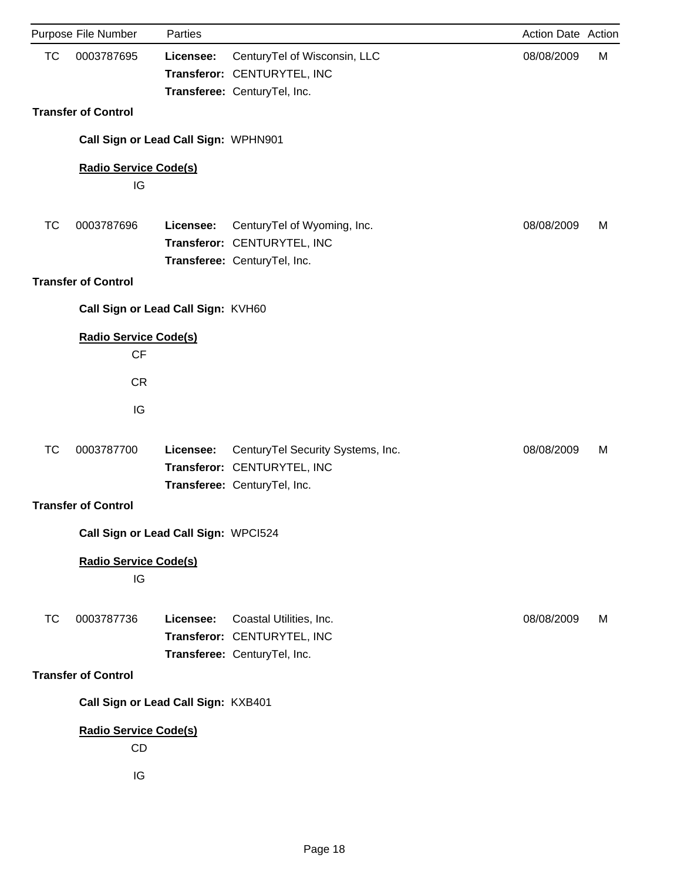| Purpose | File Number | Parties | | Action Date | Action |
|---|---|---|---|---|---|
| TC | 0003787695 | **Licensee:** | CenturyTel of Wisconsin, LLC | 08/08/2009 | M |
| | | **Transferor:** | CENTURYTEL, INC | | |
| | | **Transferee:** | CenturyTel, Inc. | | |

**Transfer of Control**

**Call Sign or Lead Call Sign:** WPHN901

**Radio Service Code(s)**

IG

| Purpose | File Number | Parties | | Action Date | Action |
|---|---|---|---|---|---|
| TC | 0003787696 | **Licensee:** | CenturyTel of Wyoming, Inc. | 08/08/2009 | M |
| | | **Transferor:** | CENTURYTEL, INC | | |
| | | **Transferee:** | CenturyTel, Inc. | | |

**Transfer of Control**

**Call Sign or Lead Call Sign:** KVH60

**Radio Service Code(s)**

CF

CR

IG

| Purpose | File Number | Parties | | Action Date | Action |
|---|---|---|---|---|---|
| TC | 0003787700 | **Licensee:** | CenturyTel Security Systems, Inc. | 08/08/2009 | M |
| | | **Transferor:** | CENTURYTEL, INC | | |
| | | **Transferee:** | CenturyTel, Inc. | | |

**Transfer of Control**

**Call Sign or Lead Call Sign:** WPCI524

**Radio Service Code(s)**

IG

| Purpose | File Number | Parties | | Action Date | Action |
|---|---|---|---|---|---|
| TC | 0003787736 | **Licensee:** | Coastal Utilities, Inc. | 08/08/2009 | M |
| | | **Transferor:** | CENTURYTEL, INC | | |
| | | **Transferee:** | CenturyTel, Inc. | | |

**Transfer of Control**

**Call Sign or Lead Call Sign:** KXB401

**Radio Service Code(s)**

CD

IG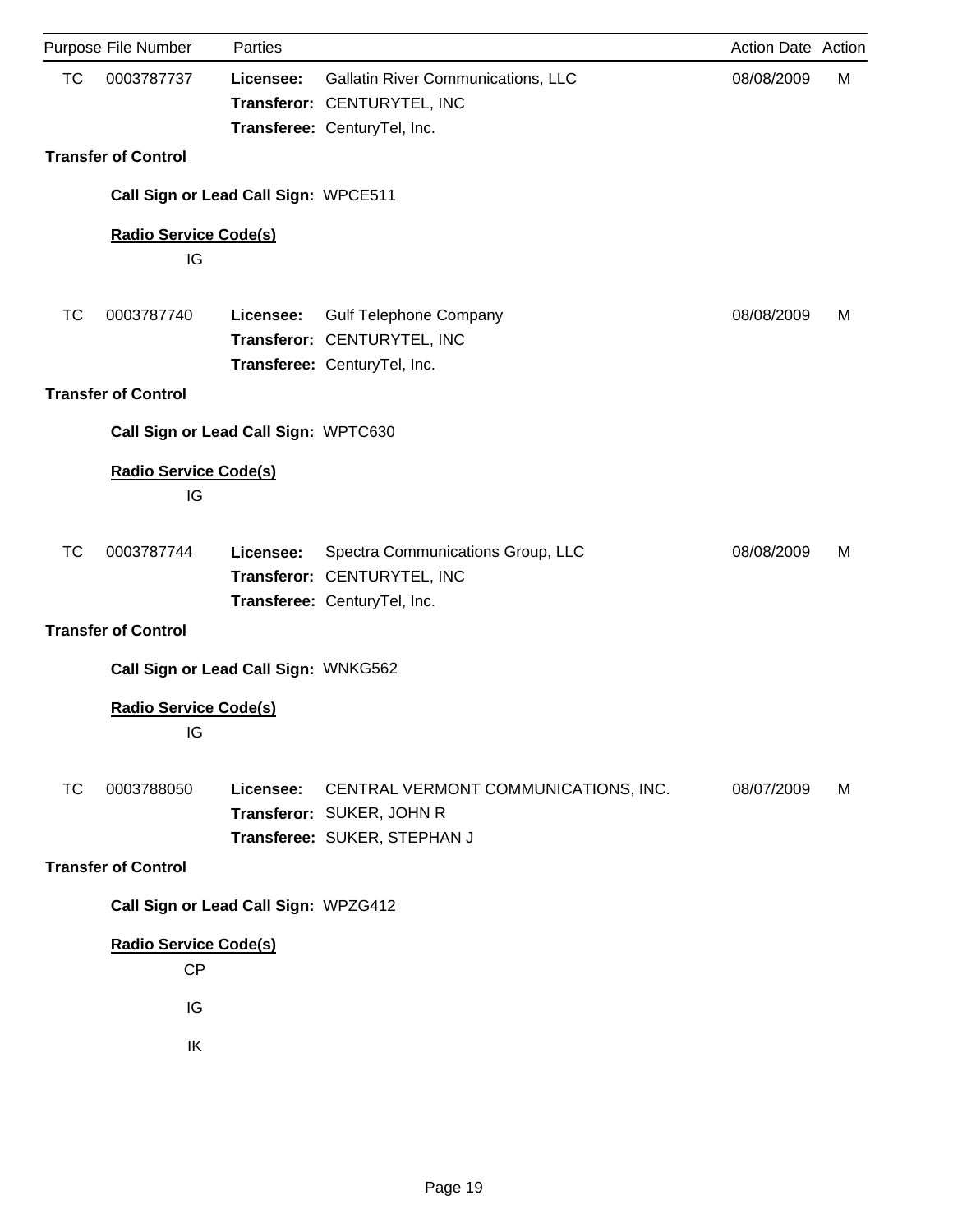| Purpose | File Number | Parties | | Action Date | Action |
|---|---|---|---|---|---|
| TC | 0003787737 | **Licensee:** | Gallatin River Communications, LLC | 08/08/2009 | M |
| | | **Transferor:** | CENTURYTEL, INC | | |
| | | **Transferee:** | CenturyTel, Inc. | | |

**Transfer of Control**

**Call Sign or Lead Call Sign:** WPCE511

**Radio Service Code(s)**

IG

| Purpose | File Number | Parties | | Action Date | Action |
|---|---|---|---|---|---|
| TC | 0003787740 | **Licensee:** | Gulf Telephone Company | 08/08/2009 | M |
| | | **Transferor:** | CENTURYTEL, INC | | |
| | | **Transferee:** | CenturyTel, Inc. | | |

**Transfer of Control**

**Call Sign or Lead Call Sign:** WPTC630

**Radio Service Code(s)**

IG

| Purpose | File Number | Parties | | Action Date | Action |
|---|---|---|---|---|---|
| TC | 0003787744 | **Licensee:** | Spectra Communications Group, LLC | 08/08/2009 | M |
| | | **Transferor:** | CENTURYTEL, INC | | |
| | | **Transferee:** | CenturyTel, Inc. | | |

**Transfer of Control**

**Call Sign or Lead Call Sign:** WNKG562

**Radio Service Code(s)**

IG

| Purpose | File Number | Parties | | Action Date | Action |
|---|---|---|---|---|---|
| TC | 0003788050 | **Licensee:** | CENTRAL VERMONT COMMUNICATIONS, INC. | 08/07/2009 | M |
| | | **Transferor:** | SUKER, JOHN R | | |
| | | **Transferee:** | SUKER, STEPHAN J | | |

**Transfer of Control**

**Call Sign or Lead Call Sign:** WPZG412

**Radio Service Code(s)**

CP

IG

IK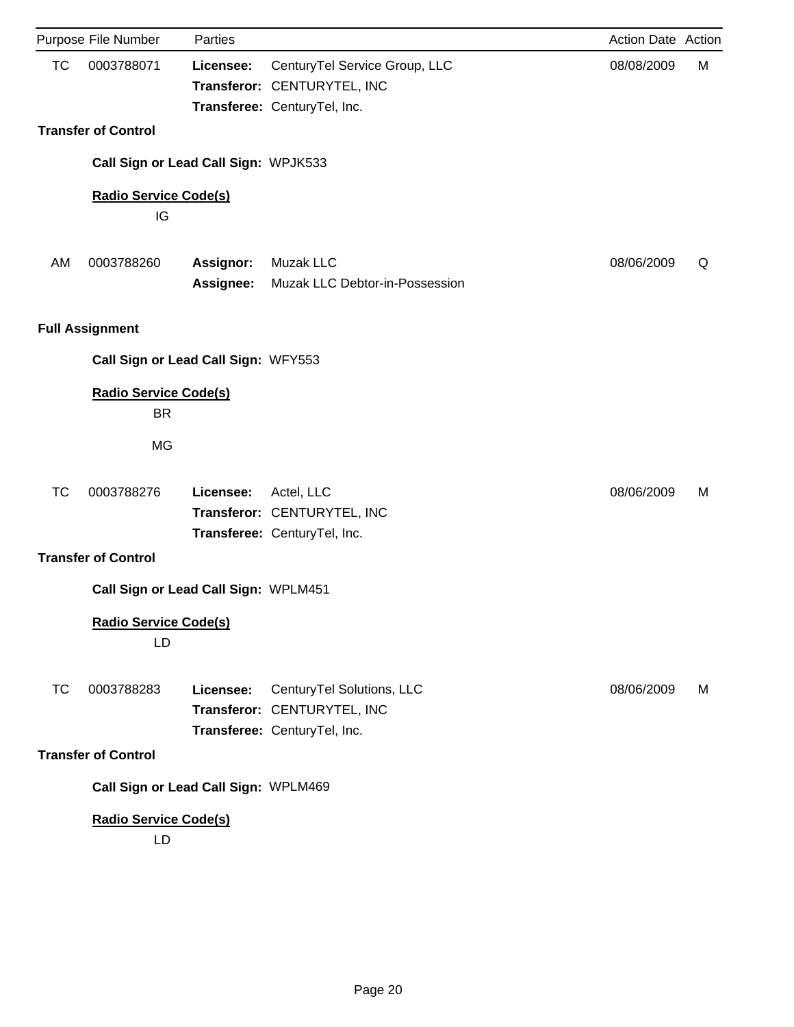| Purpose | File Number | Parties | | Action Date | Action |
|---|---|---|---|---|---|
| TC | 0003788071 | **Licensee:** | CenturyTel Service Group, LLC | 08/08/2009 | M |
| | | **Transferor:** | CENTURYTEL, INC | | |
| | | **Transferee:** | CenturyTel, Inc. | | |

**Transfer of Control**

**Call Sign or Lead Call Sign:** WPJK533

**Radio Service Code(s)**

IG

| Purpose | File Number | Parties | | Action Date | Action |
|---|---|---|---|---|---|
| AM | 0003788260 | **Assignor:** | Muzak LLC | 08/06/2009 | Q |
| | | **Assignee:** | Muzak LLC Debtor-in-Possession | | |

**Full Assignment**

**Call Sign or Lead Call Sign:** WFY553

**Radio Service Code(s)**

BR

MG

| Purpose | File Number | Parties | | Action Date | Action |
|---|---|---|---|---|---|
| TC | 0003788276 | **Licensee:** | Actel, LLC | 08/06/2009 | M |
| | | **Transferor:** | CENTURYTEL, INC | | |
| | | **Transferee:** | CenturyTel, Inc. | | |

**Transfer of Control**

**Call Sign or Lead Call Sign:** WPLM451

**Radio Service Code(s)**

LD

| Purpose | File Number | Parties | | Action Date | Action |
|---|---|---|---|---|---|
| TC | 0003788283 | **Licensee:** | CenturyTel Solutions, LLC | 08/06/2009 | M |
| | | **Transferor:** | CENTURYTEL, INC | | |
| | | **Transferee:** | CenturyTel, Inc. | | |

**Transfer of Control**

**Call Sign or Lead Call Sign:** WPLM469

**Radio Service Code(s)**

LD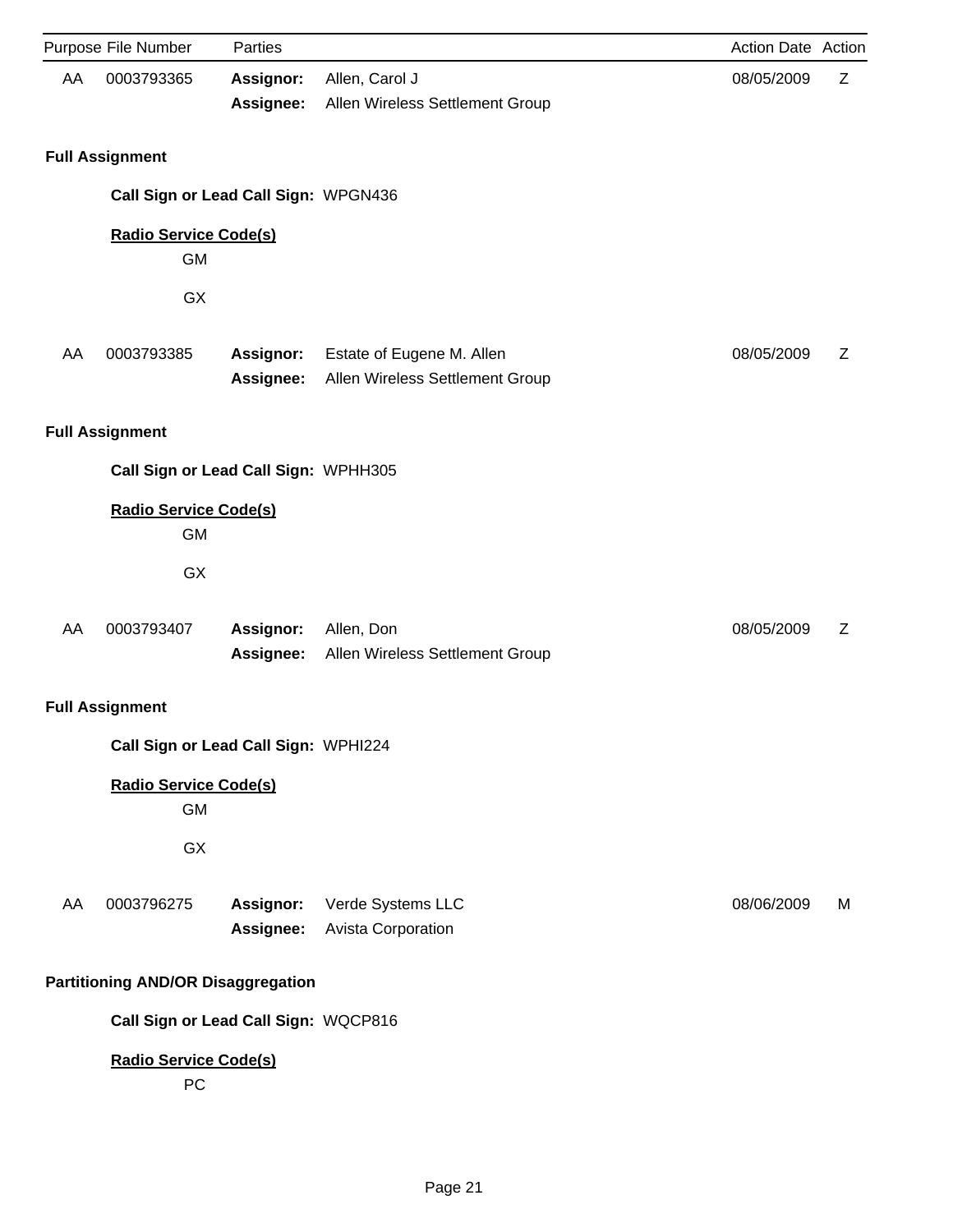| Purpose | File Number | Parties | | Action Date | Action |
|---|---|---|---|---|---|
| AA | 0003793365 | **Assignor:** | Allen, Carol J | 08/05/2009 | Z |
| | | **Assignee:** | Allen Wireless Settlement Group | | |

**Full Assignment**

**Call Sign or Lead Call Sign:** WPGN436

**Radio Service Code(s)**

GM

GX

| Purpose | File Number | Parties | | Action Date | Action |
|---|---|---|---|---|---|
| AA | 0003793385 | **Assignor:** | Estate of Eugene M. Allen | 08/05/2009 | Z |
| | | **Assignee:** | Allen Wireless Settlement Group | | |

**Full Assignment**

**Call Sign or Lead Call Sign:** WPHH305

**Radio Service Code(s)**

GM

GX

| Purpose | File Number | Parties | | Action Date | Action |
|---|---|---|---|---|---|
| AA | 0003793407 | **Assignor:** | Allen, Don | 08/05/2009 | Z |
| | | **Assignee:** | Allen Wireless Settlement Group | | |

**Full Assignment**

**Call Sign or Lead Call Sign:** WPHI224

**Radio Service Code(s)**

GM

GX

| Purpose | File Number | Parties | | Action Date | Action |
|---|---|---|---|---|---|
| AA | 0003796275 | **Assignor:** | Verde Systems LLC | 08/06/2009 | M |
| | | **Assignee:** | Avista Corporation | | |

**Partitioning AND/OR Disaggregation**

**Call Sign or Lead Call Sign:** WQCP816

**Radio Service Code(s)**

PC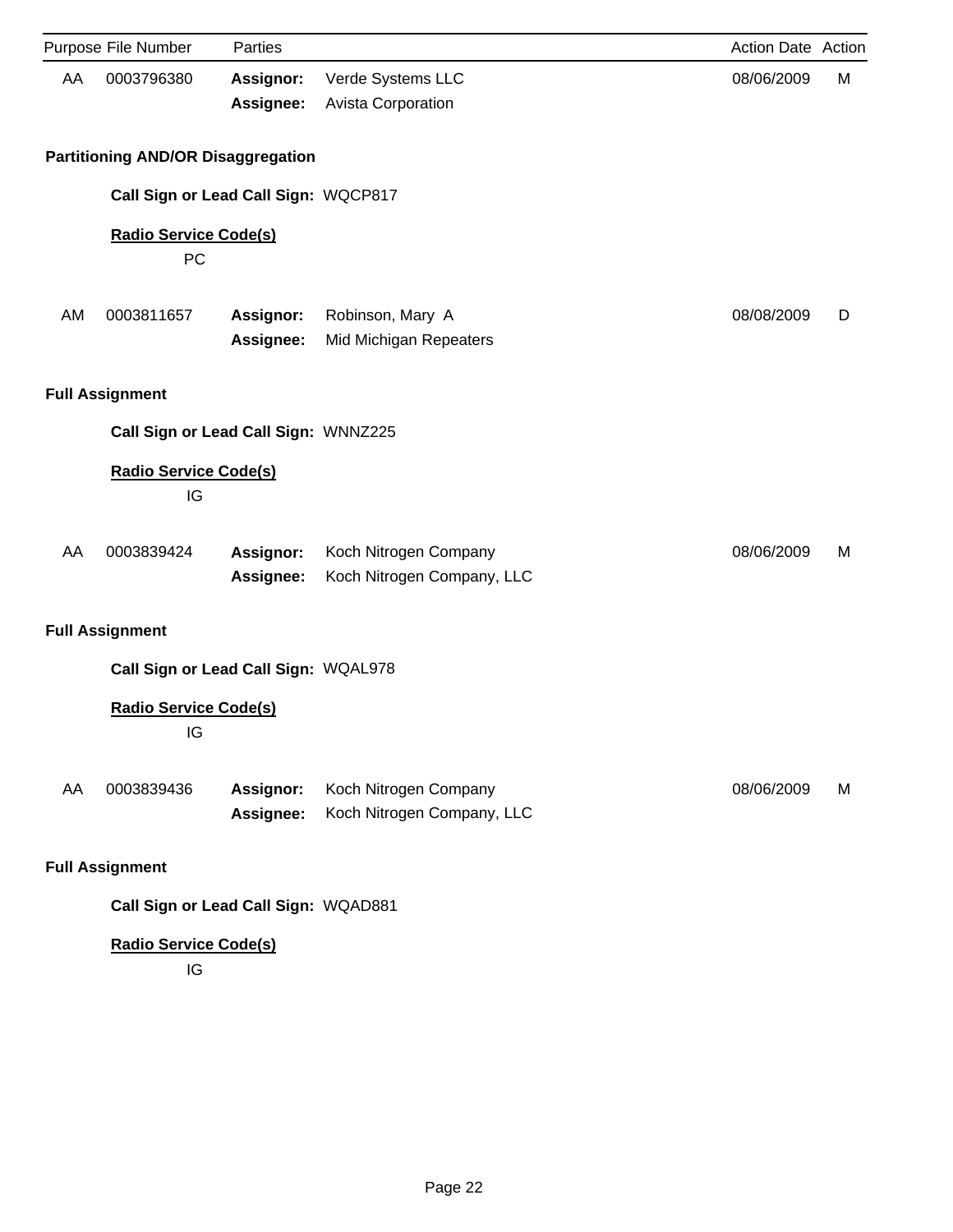| Purpose | File Number | Parties | | Action Date | Action |
|---|---|---|---|---|---|
| AA | 0003796380 | **Assignor:** | Verde Systems LLC | 08/06/2009 | M |
| | | **Assignee:** | Avista Corporation | | |

**Partitioning AND/OR Disaggregation**

**Call Sign or Lead Call Sign:** WQCP817

**Radio Service Code(s)**

PC

| Purpose | File Number | Parties | | Action Date | Action |
|---|---|---|---|---|---|
| AM | 0003811657 | **Assignor:** | Robinson, Mary A | 08/08/2009 | D |
| | | **Assignee:** | Mid Michigan Repeaters | | |

**Full Assignment**

**Call Sign or Lead Call Sign:** WNNZ225

**Radio Service Code(s)**

IG

| Purpose | File Number | Parties | | Action Date | Action |
|---|---|---|---|---|---|
| AA | 0003839424 | **Assignor:** | Koch Nitrogen Company | 08/06/2009 | M |
| | | **Assignee:** | Koch Nitrogen Company, LLC | | |

**Full Assignment**

**Call Sign or Lead Call Sign:** WQAL978

**Radio Service Code(s)**

IG

| Purpose | File Number | Parties | | Action Date | Action |
|---|---|---|---|---|---|
| AA | 0003839436 | **Assignor:** | Koch Nitrogen Company | 08/06/2009 | M |
| | | **Assignee:** | Koch Nitrogen Company, LLC | | |

**Full Assignment**

**Call Sign or Lead Call Sign:** WQAD881

**Radio Service Code(s)**

IG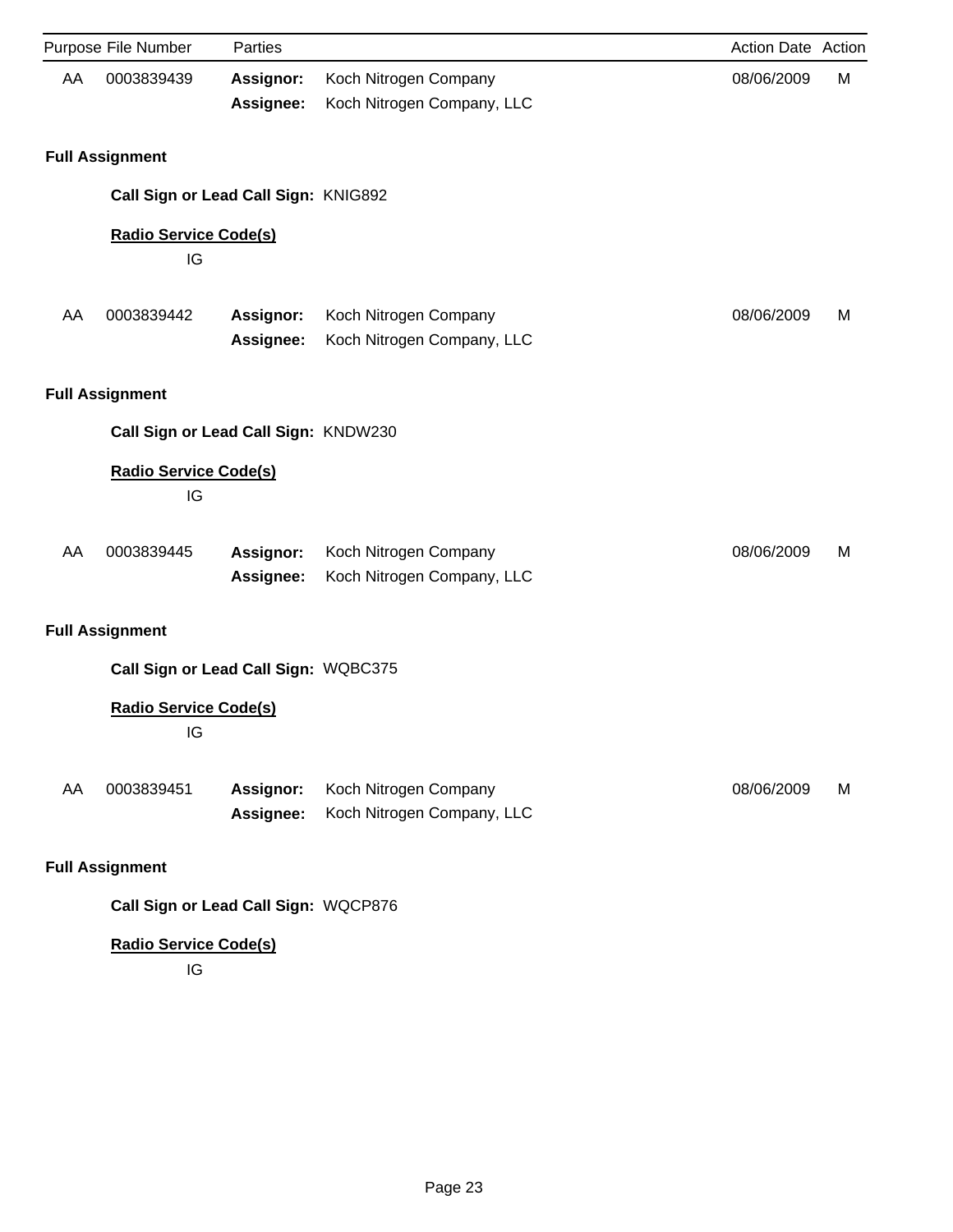| Purpose | File Number | Parties | | Action Date | Action |
|---|---|---|---|---|---|
| AA | 0003839439 | **Assignor:** | Koch Nitrogen Company | 08/06/2009 | M |
| | | **Assignee:** | Koch Nitrogen Company, LLC | | |

**Full Assignment**

**Call Sign or Lead Call Sign:** KNIG892

**Radio Service Code(s)**

IG

| Purpose | File Number | Parties | | Action Date | Action |
|---|---|---|---|---|---|
| AA | 0003839442 | **Assignor:** | Koch Nitrogen Company | 08/06/2009 | M |
| | | **Assignee:** | Koch Nitrogen Company, LLC | | |

**Full Assignment**

**Call Sign or Lead Call Sign:** KNDW230

**Radio Service Code(s)**

IG

| Purpose | File Number | Parties | | Action Date | Action |
|---|---|---|---|---|---|
| AA | 0003839445 | **Assignor:** | Koch Nitrogen Company | 08/06/2009 | M |
| | | **Assignee:** | Koch Nitrogen Company, LLC | | |

**Full Assignment**

**Call Sign or Lead Call Sign:** WQBC375

**Radio Service Code(s)**

IG

| Purpose | File Number | Parties | | Action Date | Action |
|---|---|---|---|---|---|
| AA | 0003839451 | **Assignor:** | Koch Nitrogen Company | 08/06/2009 | M |
| | | **Assignee:** | Koch Nitrogen Company, LLC | | |

**Full Assignment**

**Call Sign or Lead Call Sign:** WQCP876

**Radio Service Code(s)**

IG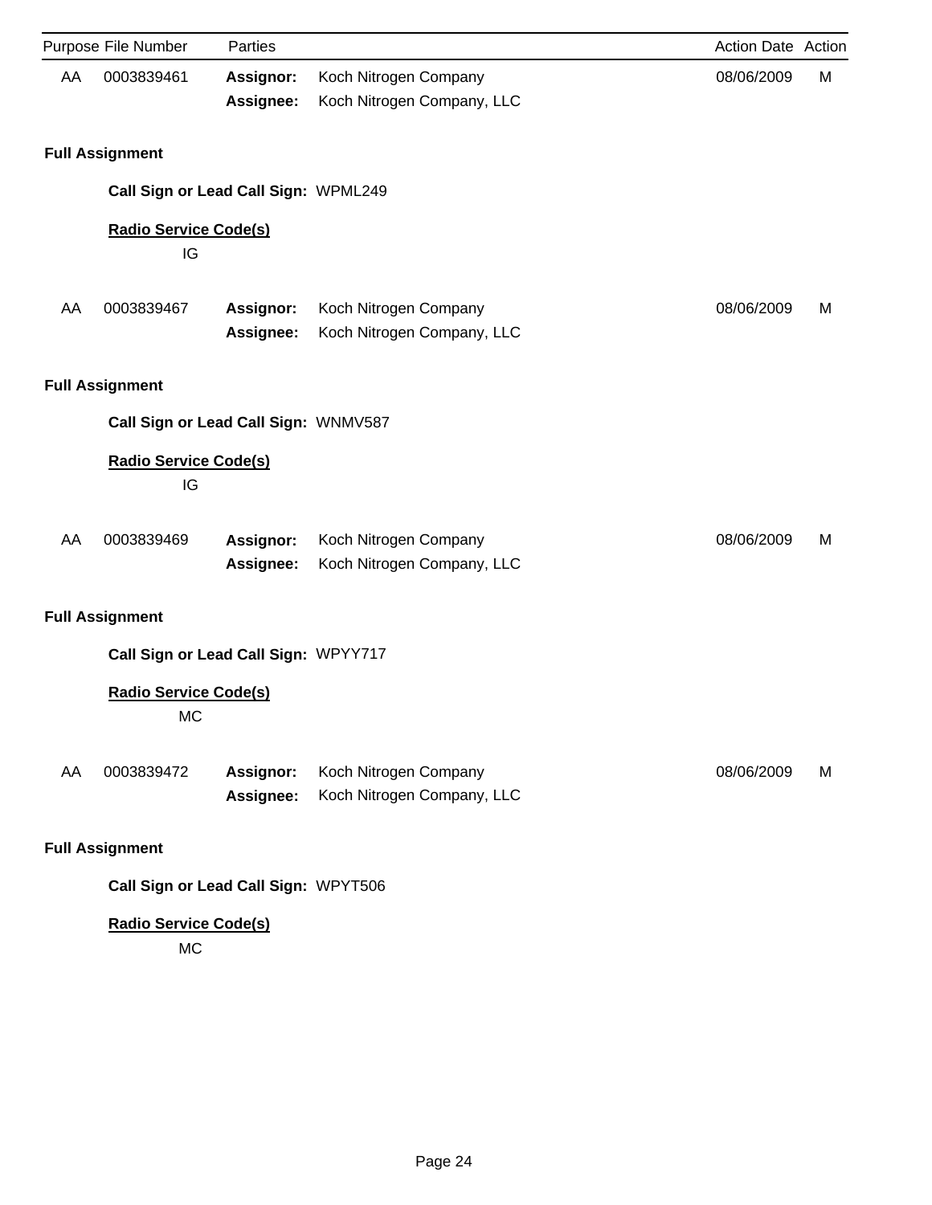| Purpose | File Number | Parties | | Action Date | Action |
|---|---|---|---|---|---|
| AA | 0003839461 | **Assignor:** | Koch Nitrogen Company | 08/06/2009 | M |
| | | **Assignee:** | Koch Nitrogen Company, LLC | | |

**Full Assignment**

**Call Sign or Lead Call Sign:** WPML249

**Radio Service Code(s)**

IG

| Purpose | File Number | Parties | | Action Date | Action |
|---|---|---|---|---|---|
| AA | 0003839467 | **Assignor:** | Koch Nitrogen Company | 08/06/2009 | M |
| | | **Assignee:** | Koch Nitrogen Company, LLC | | |

**Full Assignment**

**Call Sign or Lead Call Sign:** WNMV587

**Radio Service Code(s)**

IG

| Purpose | File Number | Parties | | Action Date | Action |
|---|---|---|---|---|---|
| AA | 0003839469 | **Assignor:** | Koch Nitrogen Company | 08/06/2009 | M |
| | | **Assignee:** | Koch Nitrogen Company, LLC | | |

**Full Assignment**

**Call Sign or Lead Call Sign:** WPYY717

**Radio Service Code(s)**

MC

| Purpose | File Number | Parties | | Action Date | Action |
|---|---|---|---|---|---|
| AA | 0003839472 | **Assignor:** | Koch Nitrogen Company | 08/06/2009 | M |
| | | **Assignee:** | Koch Nitrogen Company, LLC | | |

**Full Assignment**

**Call Sign or Lead Call Sign:** WPYT506

**Radio Service Code(s)**

MC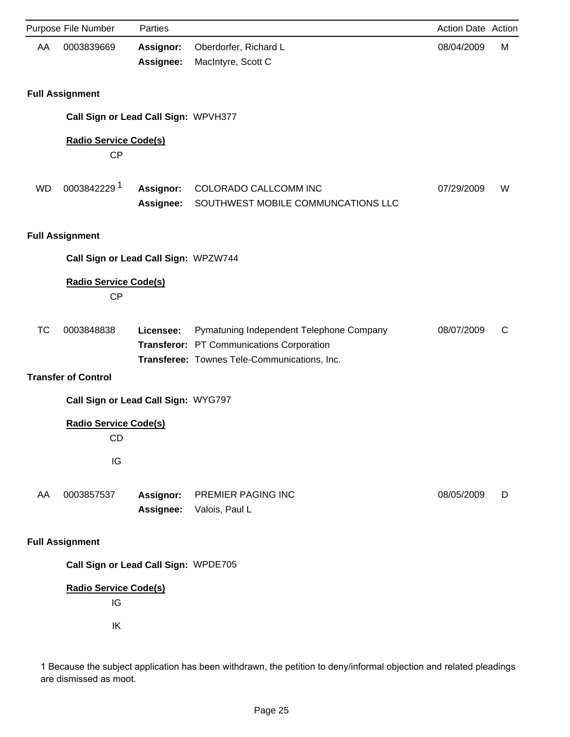| Purpose | File Number | Parties | | Action Date | Action |
|---|---|---|---|---|---|
| AA | 0003839669 | **Assignor:** | Oberdorfer, Richard L | 08/04/2009 | M |
| | | **Assignee:** | MacIntyre, Scott C | | |

**Full Assignment**

**Call Sign or Lead Call Sign:** WPVH377

**Radio Service Code(s)**

CP

| Purpose | File Number | Parties | | Action Date | Action |
|---|---|---|---|---|---|
| WD | 0003842229 [1] | **Assignor:** | COLORADO CALLCOMM INC | 07/29/2009 | W |
| | | **Assignee:** | SOUTHWEST MOBILE COMMUNCATIONS LLC | | |

**Full Assignment**

**Call Sign or Lead Call Sign:** WPZW744

**Radio Service Code(s)**

CP

| Purpose | File Number | Parties | | Action Date | Action |
|---|---|---|---|---|---|
| TC | 0003848838 | **Licensee:** | Pymatuning Independent Telephone Company | 08/07/2009 | C |
| | | **Transferor:** | PT Communications Corporation | | |
| | | **Transferee:** | Townes Tele-Communications, Inc. | | |

**Transfer of Control**

**Call Sign or Lead Call Sign:** WYG797

**Radio Service Code(s)**

CD

IG

| Purpose | File Number | Parties | | Action Date | Action |
|---|---|---|---|---|---|
| AA | 0003857537 | **Assignor:** | PREMIER PAGING INC | 08/05/2009 | D |
| | | **Assignee:** | Valois, Paul L | | |

**Full Assignment**

**Call Sign or Lead Call Sign:** WPDE705

**Radio Service Code(s)**

IG

IK

1 Because the subject application has been withdrawn, the petition to deny/informal objection and related pleadings are dismissed as moot.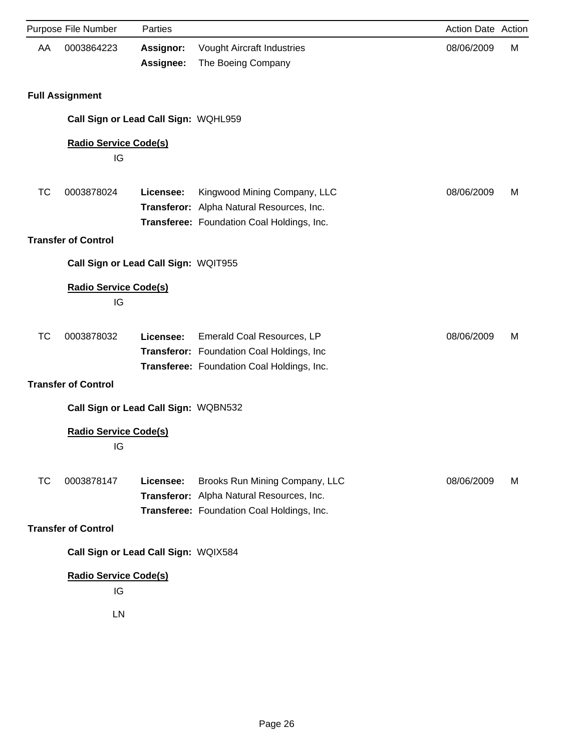| Purpose | File Number | Parties | | Action Date | Action |
|---|---|---|---|---|---|
| AA | 0003864223 | **Assignor:** | Vought Aircraft Industries | 08/06/2009 | M |
| | | **Assignee:** | The Boeing Company | | |

**Full Assignment**

**Call Sign or Lead Call Sign:** WQHL959

**Radio Service Code(s)**

IG

| Purpose | File Number | Parties | | Action Date | Action |
|---|---|---|---|---|---|
| TC | 0003878024 | **Licensee:** | Kingwood Mining Company, LLC | 08/06/2009 | M |
| | | **Transferor:** | Alpha Natural Resources, Inc. | | |
| | | **Transferee:** | Foundation Coal Holdings, Inc. | | |

**Transfer of Control**

**Call Sign or Lead Call Sign:** WQIT955

**Radio Service Code(s)**

IG

| Purpose | File Number | Parties | | Action Date | Action |
|---|---|---|---|---|---|
| TC | 0003878032 | **Licensee:** | Emerald Coal Resources, LP | 08/06/2009 | M |
| | | **Transferor:** | Foundation Coal Holdings, Inc | | |
| | | **Transferee:** | Foundation Coal Holdings, Inc. | | |

**Transfer of Control**

**Call Sign or Lead Call Sign:** WQBN532

**Radio Service Code(s)**

IG

| Purpose | File Number | Parties | | Action Date | Action |
|---|---|---|---|---|---|
| TC | 0003878147 | **Licensee:** | Brooks Run Mining Company, LLC | 08/06/2009 | M |
| | | **Transferor:** | Alpha Natural Resources, Inc. | | |
| | | **Transferee:** | Foundation Coal Holdings, Inc. | | |

**Transfer of Control**

**Call Sign or Lead Call Sign:** WQIX584

**Radio Service Code(s)**

IG

LN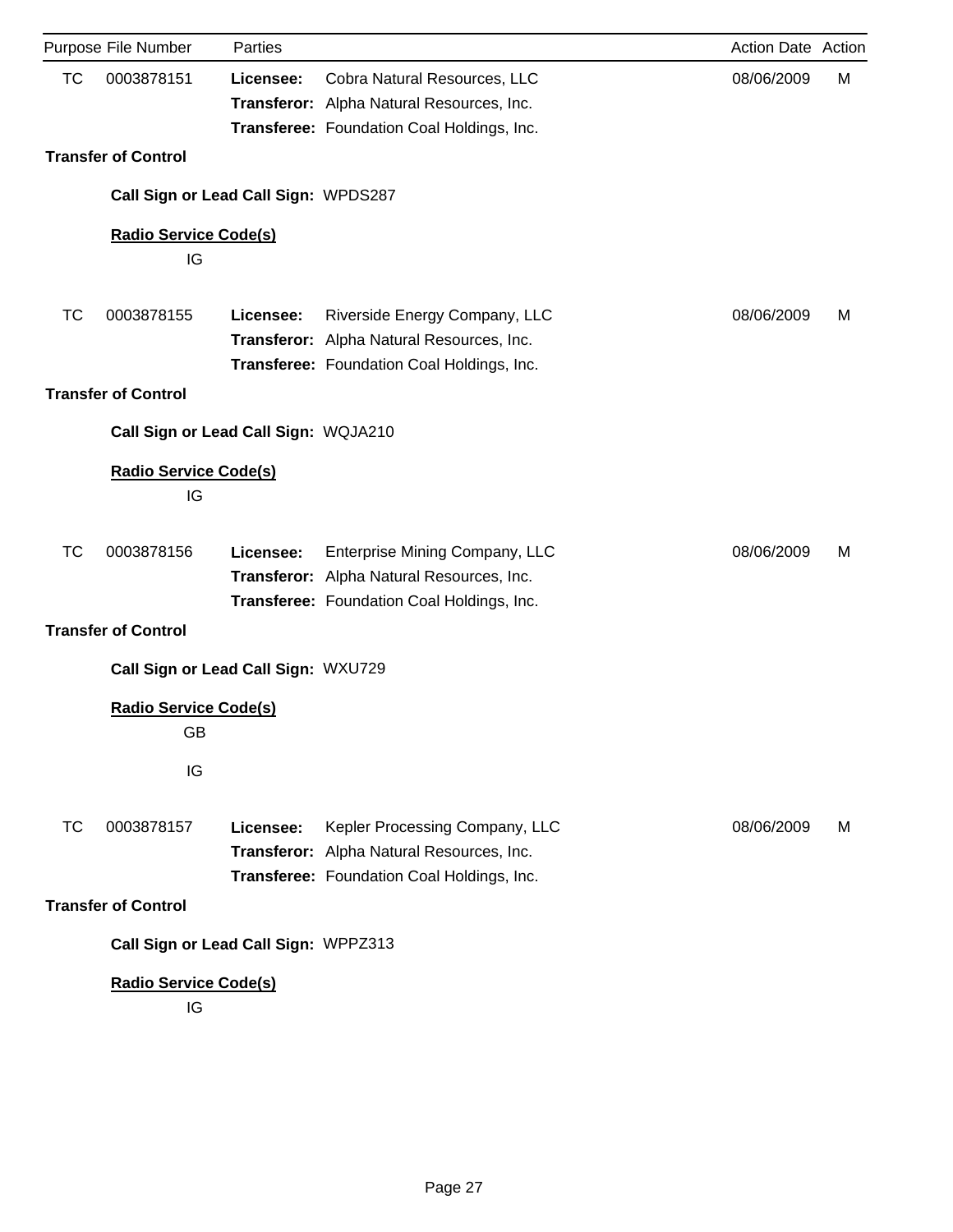| Purpose | File Number | Parties | | Action Date | Action |
|---|---|---|---|---|---|
| TC | 0003878151 | **Licensee:** | Cobra Natural Resources, LLC | 08/06/2009 | M |
| | | **Transferor:** | Alpha Natural Resources, Inc. | | |
| | | **Transferee:** | Foundation Coal Holdings, Inc. | | |

**Transfer of Control**

**Call Sign or Lead Call Sign:** WPDS287

**Radio Service Code(s)**

IG

| Purpose | File Number | Parties | | Action Date | Action |
|---|---|---|---|---|---|
| TC | 0003878155 | **Licensee:** | Riverside Energy Company, LLC | 08/06/2009 | M |
| | | **Transferor:** | Alpha Natural Resources, Inc. | | |
| | | **Transferee:** | Foundation Coal Holdings, Inc. | | |

**Transfer of Control**

**Call Sign or Lead Call Sign:** WQJA210

**Radio Service Code(s)**

IG

| Purpose | File Number | Parties | | Action Date | Action |
|---|---|---|---|---|---|
| TC | 0003878156 | **Licensee:** | Enterprise Mining Company, LLC | 08/06/2009 | M |
| | | **Transferor:** | Alpha Natural Resources, Inc. | | |
| | | **Transferee:** | Foundation Coal Holdings, Inc. | | |

**Transfer of Control**

**Call Sign or Lead Call Sign:** WXU729

**Radio Service Code(s)**

GB

IG

| Purpose | File Number | Parties | | Action Date | Action |
|---|---|---|---|---|---|
| TC | 0003878157 | **Licensee:** | Kepler Processing Company, LLC | 08/06/2009 | M |
| | | **Transferor:** | Alpha Natural Resources, Inc. | | |
| | | **Transferee:** | Foundation Coal Holdings, Inc. | | |

**Transfer of Control**

**Call Sign or Lead Call Sign:** WPPZ313

**Radio Service Code(s)**

IG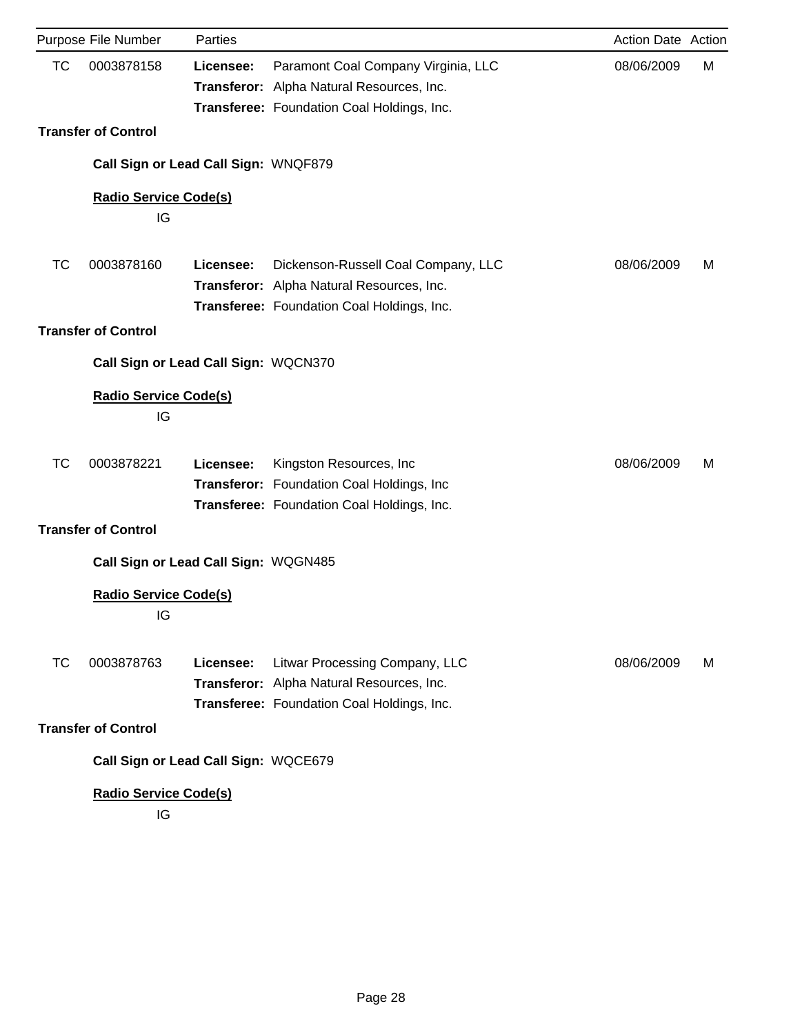| Purpose | File Number | Parties | | Action Date | Action |
|---|---|---|---|---|---|
| TC | 0003878158 | **Licensee:** | Paramont Coal Company Virginia, LLC | 08/06/2009 | M |
| | | **Transferor:** | Alpha Natural Resources, Inc. | | |
| | | **Transferee:** | Foundation Coal Holdings, Inc. | | |

**Transfer of Control**

**Call Sign or Lead Call Sign:** WNQF879

**Radio Service Code(s)**

IG

| Purpose | File Number | Parties | | Action Date | Action |
|---|---|---|---|---|---|
| TC | 0003878160 | **Licensee:** | Dickenson-Russell Coal Company, LLC | 08/06/2009 | M |
| | | **Transferor:** | Alpha Natural Resources, Inc. | | |
| | | **Transferee:** | Foundation Coal Holdings, Inc. | | |

**Transfer of Control**

**Call Sign or Lead Call Sign:** WQCN370

**Radio Service Code(s)**

IG

| Purpose | File Number | Parties | | Action Date | Action |
|---|---|---|---|---|---|
| TC | 0003878221 | **Licensee:** | Kingston Resources, Inc | 08/06/2009 | M |
| | | **Transferor:** | Foundation Coal Holdings, Inc | | |
| | | **Transferee:** | Foundation Coal Holdings, Inc. | | |

**Transfer of Control**

**Call Sign or Lead Call Sign:** WQGN485

**Radio Service Code(s)**

IG

| Purpose | File Number | Parties | | Action Date | Action |
|---|---|---|---|---|---|
| TC | 0003878763 | **Licensee:** | Litwar Processing Company, LLC | 08/06/2009 | M |
| | | **Transferor:** | Alpha Natural Resources, Inc. | | |
| | | **Transferee:** | Foundation Coal Holdings, Inc. | | |

**Transfer of Control**

**Call Sign or Lead Call Sign:** WQCE679

**Radio Service Code(s)**

IG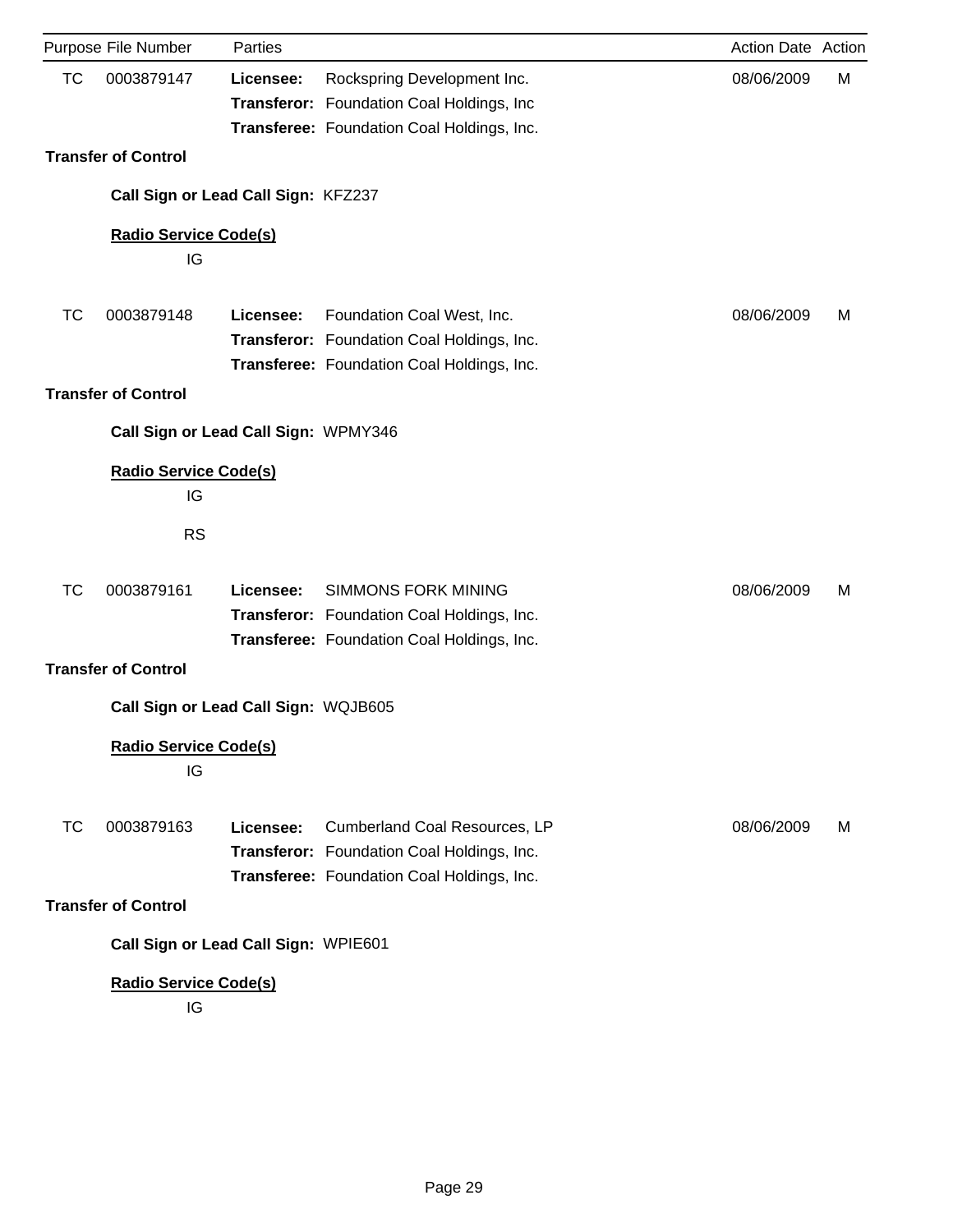| Purpose | File Number | Parties | | Action Date | Action |
|---|---|---|---|---|---|
| TC | 0003879147 | **Licensee:** | Rockspring Development Inc. | 08/06/2009 | M |
| | | **Transferor:** | Foundation Coal Holdings, Inc | | |
| | | **Transferee:** | Foundation Coal Holdings, Inc. | | |

**Transfer of Control**

**Call Sign or Lead Call Sign:** KFZ237

**Radio Service Code(s)**

IG

| Purpose | File Number | Parties | | Action Date | Action |
|---|---|---|---|---|---|
| TC | 0003879148 | **Licensee:** | Foundation Coal West, Inc. | 08/06/2009 | M |
| | | **Transferor:** | Foundation Coal Holdings, Inc. | | |
| | | **Transferee:** | Foundation Coal Holdings, Inc. | | |

**Transfer of Control**

**Call Sign or Lead Call Sign:** WPMY346

**Radio Service Code(s)**

IG

RS

| Purpose | File Number | Parties | | Action Date | Action |
|---|---|---|---|---|---|
| TC | 0003879161 | **Licensee:** | SIMMONS FORK MINING | 08/06/2009 | M |
| | | **Transferor:** | Foundation Coal Holdings, Inc. | | |
| | | **Transferee:** | Foundation Coal Holdings, Inc. | | |

**Transfer of Control**

**Call Sign or Lead Call Sign:** WQJB605

**Radio Service Code(s)**

IG

| Purpose | File Number | Parties | | Action Date | Action |
|---|---|---|---|---|---|
| TC | 0003879163 | **Licensee:** | Cumberland Coal Resources, LP | 08/06/2009 | M |
| | | **Transferor:** | Foundation Coal Holdings, Inc. | | |
| | | **Transferee:** | Foundation Coal Holdings, Inc. | | |

**Transfer of Control**

**Call Sign or Lead Call Sign:** WPIE601

**Radio Service Code(s)**

IG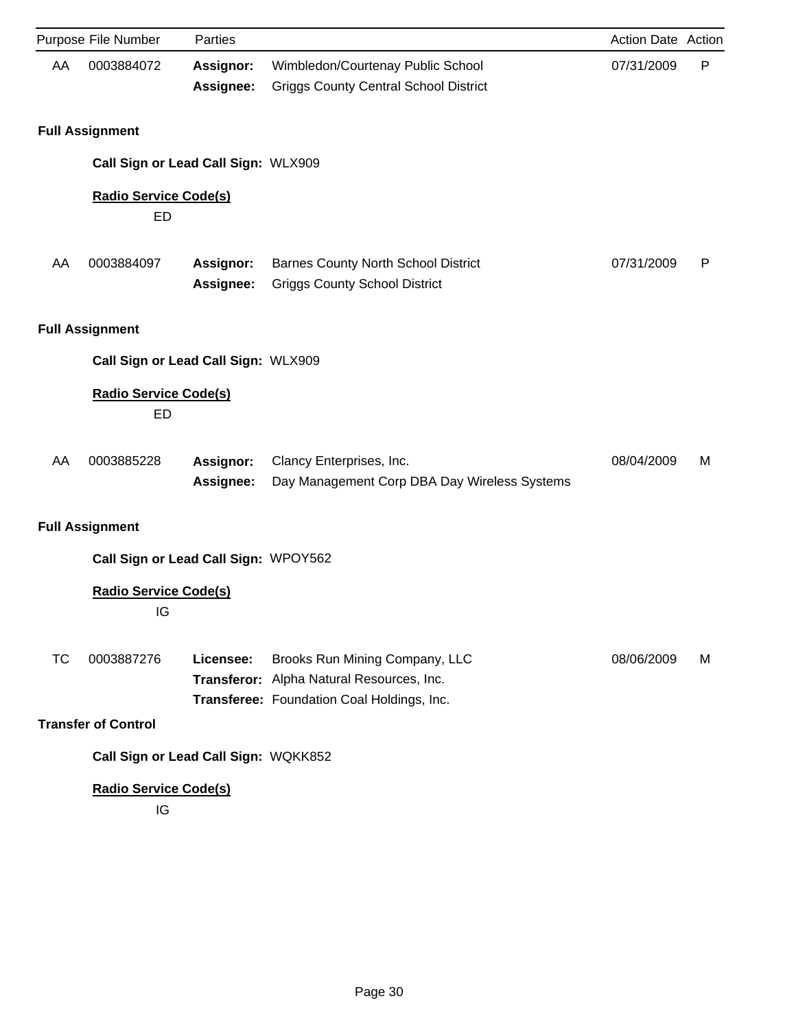| Purpose | File Number | Parties | | Action Date | Action |
|---|---|---|---|---|---|
| AA | 0003884072 | **Assignor:** | Wimbledon/Courtenay Public School | 07/31/2009 | P |
| | | **Assignee:** | Griggs County Central School District | | |

**Full Assignment**

**Call Sign or Lead Call Sign:** WLX909

**Radio Service Code(s)**

ED

| Purpose | File Number | Parties | | Action Date | Action |
|---|---|---|---|---|---|
| AA | 0003884097 | **Assignor:** | Barnes County North School District | 07/31/2009 | P |
| | | **Assignee:** | Griggs County School District | | |

**Full Assignment**

**Call Sign or Lead Call Sign:** WLX909

**Radio Service Code(s)**

ED

| Purpose | File Number | Parties | | Action Date | Action |
|---|---|---|---|---|---|
| AA | 0003885228 | **Assignor:** | Clancy Enterprises, Inc. | 08/04/2009 | M |
| | | **Assignee:** | Day Management Corp DBA Day Wireless Systems | | |

**Full Assignment**

**Call Sign or Lead Call Sign:** WPOY562

**Radio Service Code(s)**

IG

| Purpose | File Number | Parties | | Action Date | Action |
|---|---|---|---|---|---|
| TC | 0003887276 | **Licensee:** | Brooks Run Mining Company, LLC | 08/06/2009 | M |
| | | **Transferor:** | Alpha Natural Resources, Inc. | | |
| | | **Transferee:** | Foundation Coal Holdings, Inc. | | |

**Transfer of Control**

**Call Sign or Lead Call Sign:** WQKK852

**Radio Service Code(s)**

IG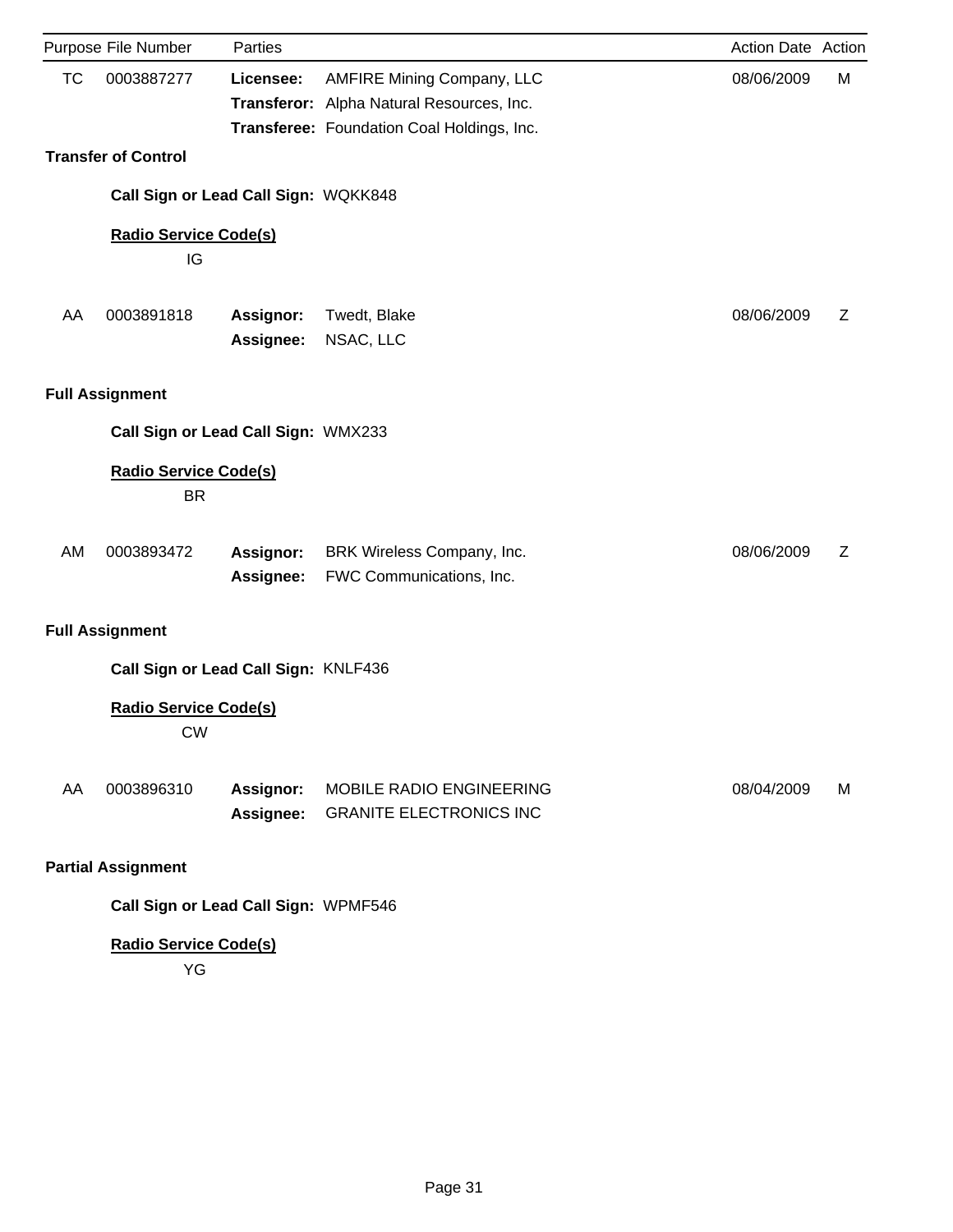| Purpose | File Number | Parties | | Action Date | Action |
|---|---|---|---|---|---|
| TC | 0003887277 | **Licensee:** | AMFIRE Mining Company, LLC | 08/06/2009 | M |
| | | **Transferor:** | Alpha Natural Resources, Inc. | | |
| | | **Transferee:** | Foundation Coal Holdings, Inc. | | |

**Transfer of Control**

**Call Sign or Lead Call Sign:** WQKK848

**Radio Service Code(s)**

IG

| Purpose | File Number | Parties | | Action Date | Action |
|---|---|---|---|---|---|
| AA | 0003891818 | **Assignor:** | Twedt, Blake | 08/06/2009 | Z |
| | | **Assignee:** | NSAC, LLC | | |

**Full Assignment**

**Call Sign or Lead Call Sign:** WMX233

**Radio Service Code(s)**

BR

| Purpose | File Number | Parties | | Action Date | Action |
|---|---|---|---|---|---|
| AM | 0003893472 | **Assignor:** | BRK Wireless Company, Inc. | 08/06/2009 | Z |
| | | **Assignee:** | FWC Communications, Inc. | | |

**Full Assignment**

**Call Sign or Lead Call Sign:** KNLF436

**Radio Service Code(s)**

CW

| Purpose | File Number | Parties | | Action Date | Action |
|---|---|---|---|---|---|
| AA | 0003896310 | **Assignor:** | MOBILE RADIO ENGINEERING | 08/04/2009 | M |
| | | **Assignee:** | GRANITE ELECTRONICS INC | | |

**Partial Assignment**

**Call Sign or Lead Call Sign:** WPMF546

**Radio Service Code(s)**

YG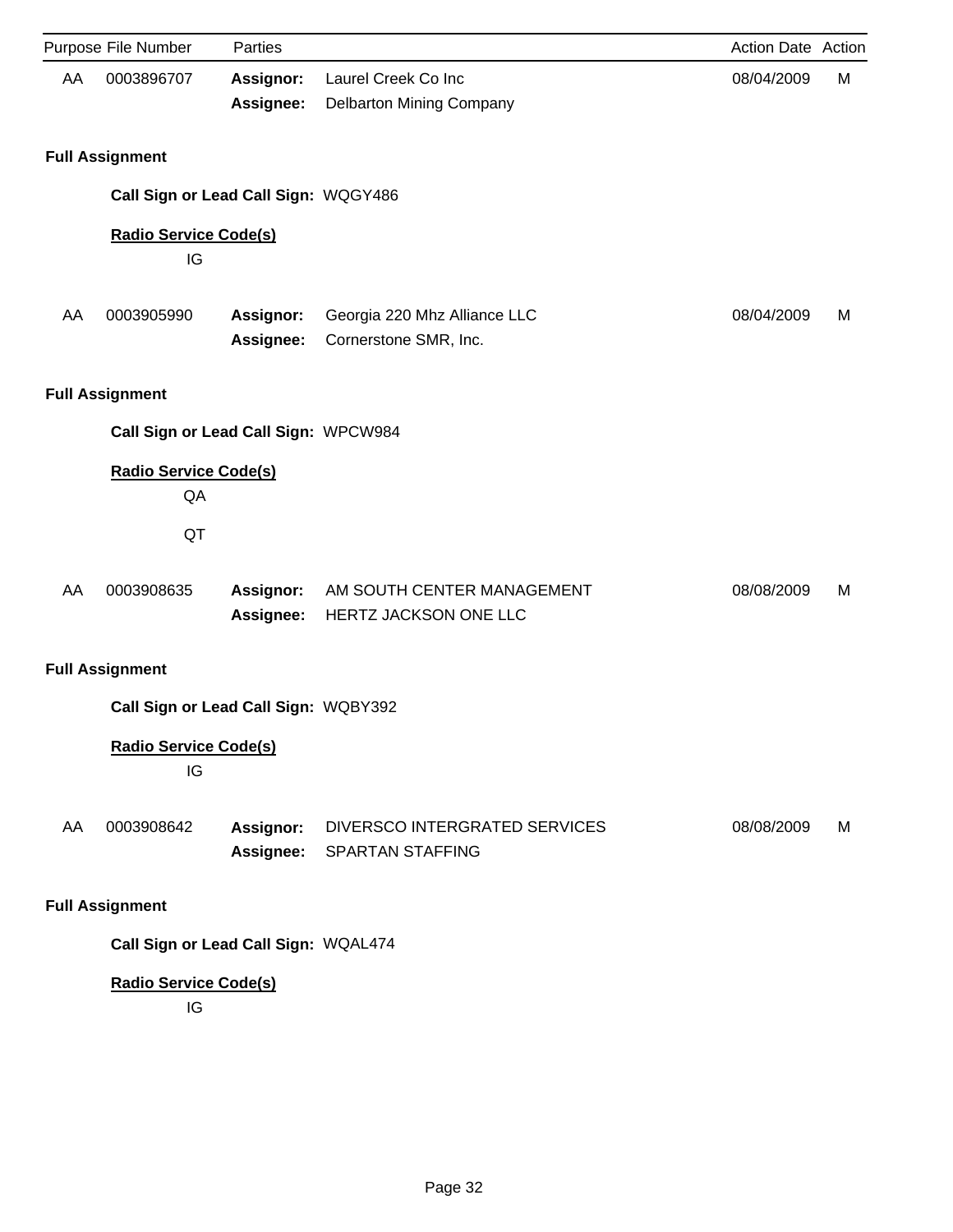| Purpose | File Number | Parties | | Action Date | Action |
|---|---|---|---|---|---|
| AA | 0003896707 | **Assignor:** | Laurel Creek Co Inc | 08/04/2009 | M |
| | | **Assignee:** | Delbarton Mining Company | | |

**Full Assignment**

**Call Sign or Lead Call Sign:** WQGY486

**Radio Service Code(s)**

IG

| Purpose | File Number | Parties | | Action Date | Action |
|---|---|---|---|---|---|
| AA | 0003905990 | **Assignor:** | Georgia 220 Mhz Alliance LLC | 08/04/2009 | M |
| | | **Assignee:** | Cornerstone SMR, Inc. | | |

**Full Assignment**

**Call Sign or Lead Call Sign:** WPCW984

**Radio Service Code(s)**

QA

QT

| Purpose | File Number | Parties | | Action Date | Action |
|---|---|---|---|---|---|
| AA | 0003908635 | **Assignor:** | AM SOUTH CENTER MANAGEMENT | 08/08/2009 | M |
| | | **Assignee:** | HERTZ JACKSON ONE LLC | | |

**Full Assignment**

**Call Sign or Lead Call Sign:** WQBY392

**Radio Service Code(s)**

IG

| Purpose | File Number | Parties | | Action Date | Action |
|---|---|---|---|---|---|
| AA | 0003908642 | **Assignor:** | DIVERSCO INTERGRATED SERVICES | 08/08/2009 | M |
| | | **Assignee:** | SPARTAN STAFFING | | |

**Full Assignment**

**Call Sign or Lead Call Sign:** WQAL474

**Radio Service Code(s)**

IG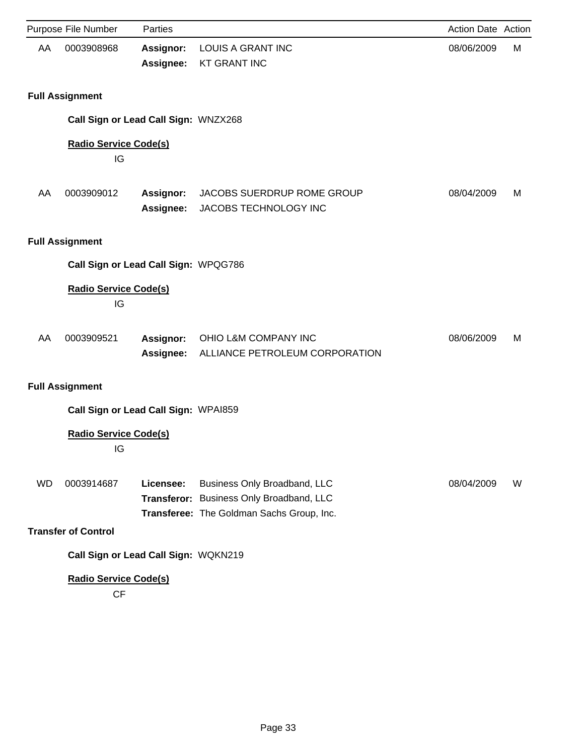| Purpose | File Number | Parties | | Action Date | Action |
|---|---|---|---|---|---|
| AA | 0003908968 | **Assignor:** | LOUIS A GRANT INC | 08/06/2009 | M |
| | | **Assignee:** | KT GRANT INC | | |

**Full Assignment**

**Call Sign or Lead Call Sign:** WNZX268

**Radio Service Code(s)**

IG

| Purpose | File Number | Parties | | Action Date | Action |
|---|---|---|---|---|---|
| AA | 0003909012 | **Assignor:** | JACOBS SUERDRUP ROME GROUP | 08/04/2009 | M |
| | | **Assignee:** | JACOBS TECHNOLOGY INC | | |

**Full Assignment**

**Call Sign or Lead Call Sign:** WPQG786

**Radio Service Code(s)**

IG

| Purpose | File Number | Parties | | Action Date | Action |
|---|---|---|---|---|---|
| AA | 0003909521 | **Assignor:** | OHIO L&M COMPANY INC | 08/06/2009 | M |
| | | **Assignee:** | ALLIANCE PETROLEUM CORPORATION | | |

**Full Assignment**

**Call Sign or Lead Call Sign:** WPAI859

**Radio Service Code(s)**

IG

| Purpose | File Number | Parties | | Action Date | Action |
|---|---|---|---|---|---|
| WD | 0003914687 | **Licensee:** | Business Only Broadband, LLC | 08/04/2009 | W |
| | | **Transferor:** | Business Only Broadband, LLC | | |
| | | **Transferee:** | The Goldman Sachs Group, Inc. | | |

**Transfer of Control**

**Call Sign or Lead Call Sign:** WQKN219

**Radio Service Code(s)**

CF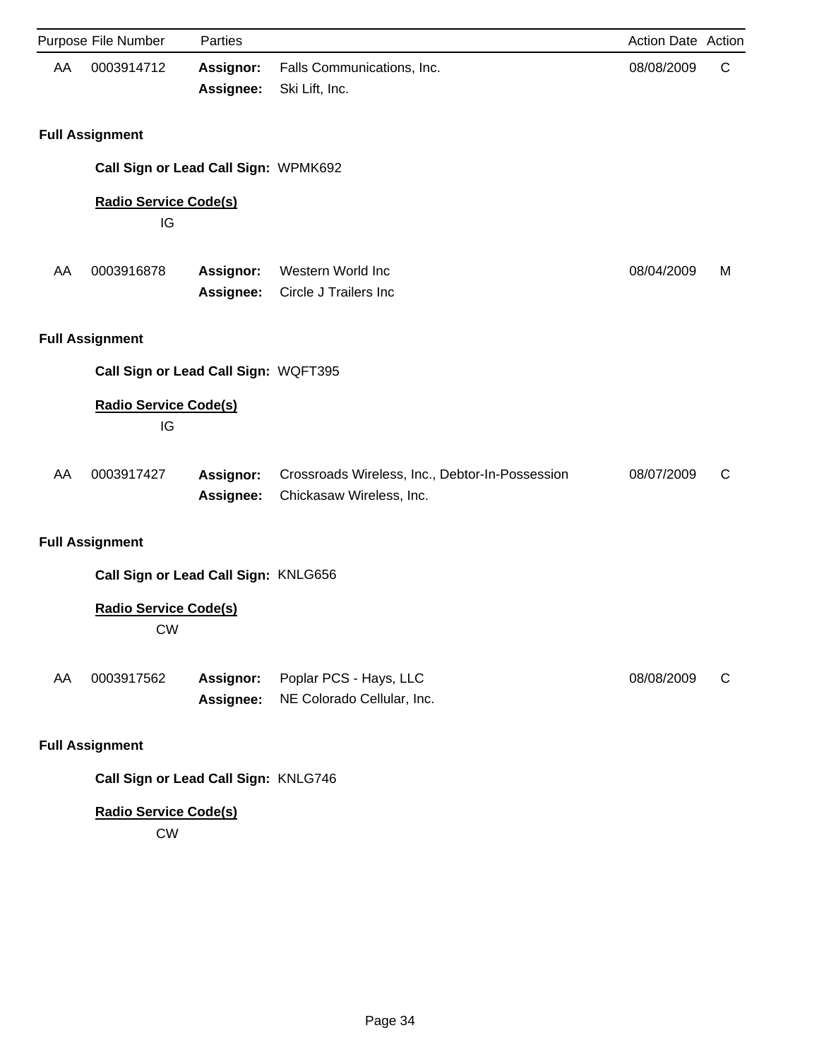| Purpose | File Number | Parties | | Action Date | Action |
|---|---|---|---|---|---|
| AA | 0003914712 | **Assignor:** | Falls Communications, Inc. | 08/08/2009 | C |
| | | **Assignee:** | Ski Lift, Inc. | | |

**Full Assignment**

**Call Sign or Lead Call Sign:** WPMK692

**Radio Service Code(s)**

IG

| Purpose | File Number | Parties | | Action Date | Action |
|---|---|---|---|---|---|
| AA | 0003916878 | **Assignor:** | Western World Inc | 08/04/2009 | M |
| | | **Assignee:** | Circle J Trailers Inc | | |

**Full Assignment**

**Call Sign or Lead Call Sign:** WQFT395

**Radio Service Code(s)**

IG

| Purpose | File Number | Parties | | Action Date | Action |
|---|---|---|---|---|---|
| AA | 0003917427 | **Assignor:** | Crossroads Wireless, Inc., Debtor-In-Possession | 08/07/2009 | C |
| | | **Assignee:** | Chickasaw Wireless, Inc. | | |

**Full Assignment**

**Call Sign or Lead Call Sign:** KNLG656

**Radio Service Code(s)**

CW

| Purpose | File Number | Parties | | Action Date | Action |
|---|---|---|---|---|---|
| AA | 0003917562 | **Assignor:** | Poplar PCS - Hays, LLC | 08/08/2009 | C |
| | | **Assignee:** | NE Colorado Cellular, Inc. | | |

**Full Assignment**

**Call Sign or Lead Call Sign:** KNLG746

**Radio Service Code(s)**

CW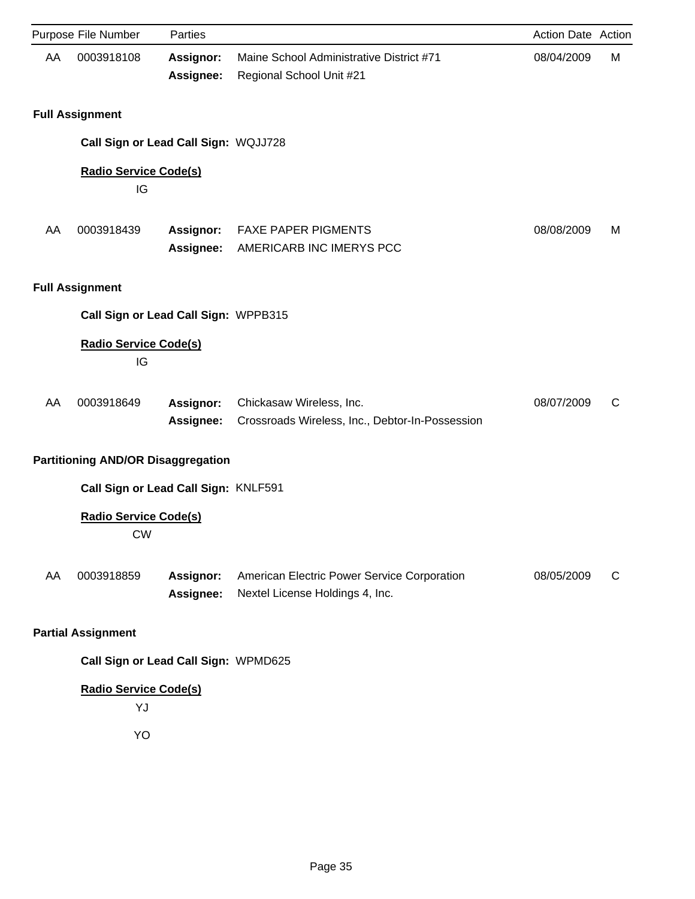| Purpose | File Number | Parties | | Action Date | Action |
|---|---|---|---|---|---|
| AA | 0003918108 | **Assignor:** | Maine School Administrative District #71 | 08/04/2009 | M |
| | | **Assignee:** | Regional School Unit #21 | | |

**Full Assignment**

**Call Sign or Lead Call Sign:** WQJJ728

**Radio Service Code(s)**

IG

| Purpose | File Number | Parties | | Action Date | Action |
|---|---|---|---|---|---|
| AA | 0003918439 | **Assignor:** | FAXE PAPER PIGMENTS | 08/08/2009 | M |
| | | **Assignee:** | AMERICARB INC IMERYS PCC | | |

**Full Assignment**

**Call Sign or Lead Call Sign:** WPPB315

**Radio Service Code(s)**

IG

| Purpose | File Number | Parties | | Action Date | Action |
|---|---|---|---|---|---|
| AA | 0003918649 | **Assignor:** | Chickasaw Wireless, Inc. | 08/07/2009 | C |
| | | **Assignee:** | Crossroads Wireless, Inc., Debtor-In-Possession | | |

**Partitioning AND/OR Disaggregation**

**Call Sign or Lead Call Sign:** KNLF591

**Radio Service Code(s)**

CW

| Purpose | File Number | Parties | | Action Date | Action |
|---|---|---|---|---|---|
| AA | 0003918859 | **Assignor:** | American Electric Power Service Corporation | 08/05/2009 | C |
| | | **Assignee:** | Nextel License Holdings 4, Inc. | | |

**Partial Assignment**

**Call Sign or Lead Call Sign:** WPMD625

**Radio Service Code(s)**

YJ

YO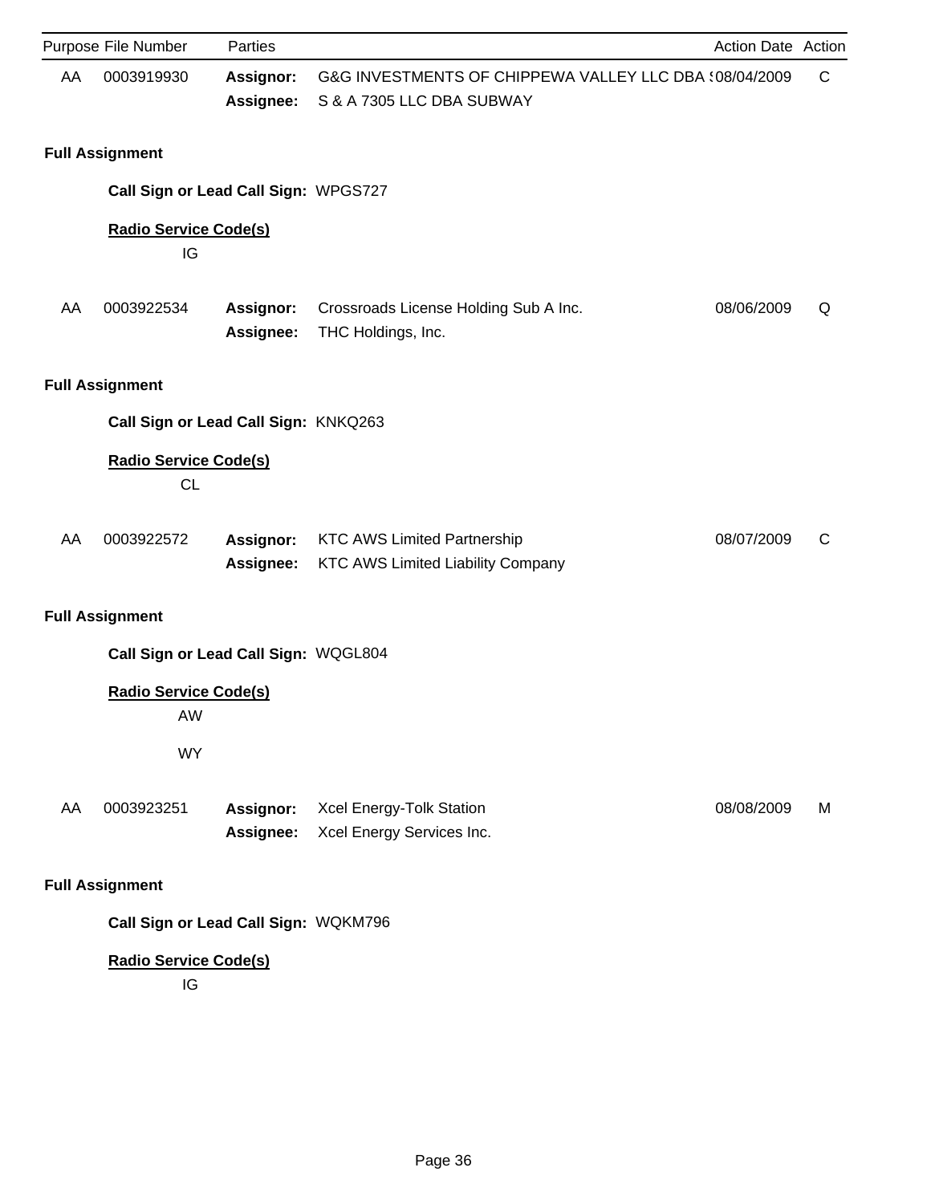| Purpose | File Number | Parties | | Action Date | Action |
|---|---|---|---|---|---|
| AA | 0003919930 | **Assignor:** | G&G INVESTMENTS OF CHIPPEWA VALLEY LLC DBA S | 08/04/2009 | C |
| | | **Assignee:** | S & A 7305 LLC DBA SUBWAY | | |

**Full Assignment**

**Call Sign or Lead Call Sign:** WPGS727

**Radio Service Code(s)**

IG

| Purpose | File Number | Parties | | Action Date | Action |
|---|---|---|---|---|---|
| AA | 0003922534 | **Assignor:** | Crossroads License Holding Sub A Inc. | 08/06/2009 | Q |
| | | **Assignee:** | THC Holdings, Inc. | | |

**Full Assignment**

**Call Sign or Lead Call Sign:** KNKQ263

**Radio Service Code(s)**

CL

| Purpose | File Number | Parties | | Action Date | Action |
|---|---|---|---|---|---|
| AA | 0003922572 | **Assignor:** | KTC AWS Limited Partnership | 08/07/2009 | C |
| | | **Assignee:** | KTC AWS Limited Liability Company | | |

**Full Assignment**

**Call Sign or Lead Call Sign:** WQGL804

**Radio Service Code(s)**

AW

WY

| Purpose | File Number | Parties | | Action Date | Action |
|---|---|---|---|---|---|
| AA | 0003923251 | **Assignor:** | Xcel Energy-Tolk Station | 08/08/2009 | M |
| | | **Assignee:** | Xcel Energy Services Inc. | | |

**Full Assignment**

**Call Sign or Lead Call Sign:** WQKM796

**Radio Service Code(s)**

IG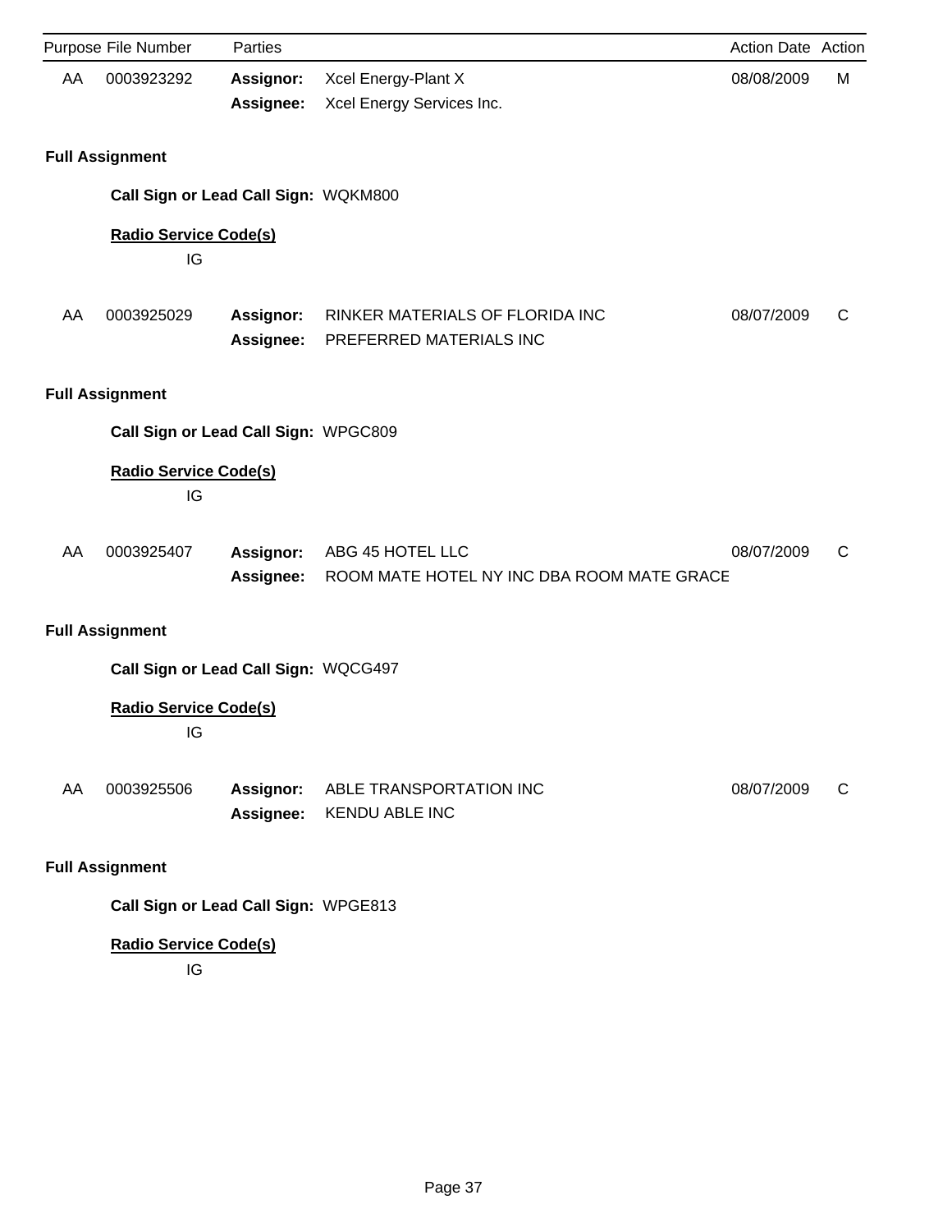| Purpose | File Number | Parties | | Action Date | Action |
|---|---|---|---|---|---|
| AA | 0003923292 | **Assignor:** | Xcel Energy-Plant X | 08/08/2009 | M |
| | | **Assignee:** | Xcel Energy Services Inc. | | |

**Full Assignment**

**Call Sign or Lead Call Sign:** WQKM800

**Radio Service Code(s)**

IG

| Purpose | File Number | Parties | | Action Date | Action |
|---|---|---|---|---|---|
| AA | 0003925029 | **Assignor:** | RINKER MATERIALS OF FLORIDA INC | 08/07/2009 | C |
| | | **Assignee:** | PREFERRED MATERIALS INC | | |

**Full Assignment**

**Call Sign or Lead Call Sign:** WPGC809

**Radio Service Code(s)**

IG

| Purpose | File Number | Parties | | Action Date | Action |
|---|---|---|---|---|---|
| AA | 0003925407 | **Assignor:** | ABG 45 HOTEL LLC | 08/07/2009 | C |
| | | **Assignee:** | ROOM MATE HOTEL NY INC DBA ROOM MATE GRACE | | |

**Full Assignment**

**Call Sign or Lead Call Sign:** WQCG497

**Radio Service Code(s)**

IG

| Purpose | File Number | Parties | | Action Date | Action |
|---|---|---|---|---|---|
| AA | 0003925506 | **Assignor:** | ABLE TRANSPORTATION INC | 08/07/2009 | C |
| | | **Assignee:** | KENDU ABLE INC | | |

**Full Assignment**

**Call Sign or Lead Call Sign:** WPGE813

**Radio Service Code(s)**

IG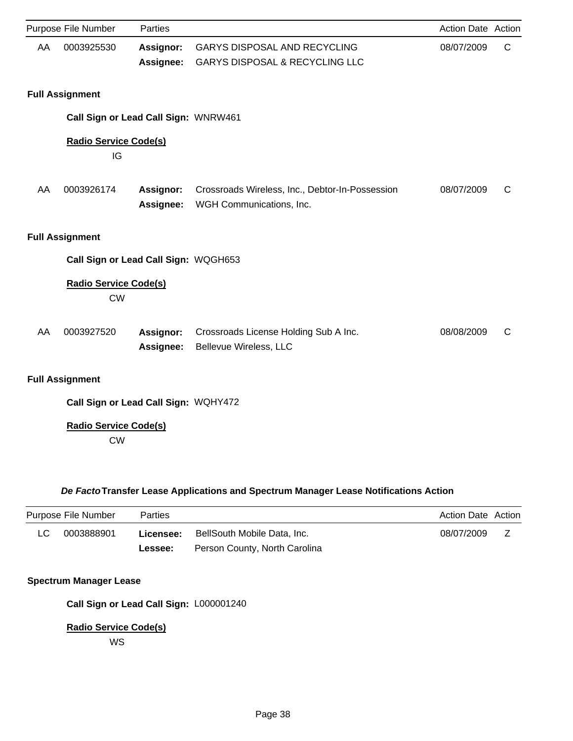| Purpose | File Number | Parties | | Action Date | Action |
|---|---|---|---|---|---|
| AA | 0003925530 | **Assignor:** | GARYS DISPOSAL AND RECYCLING | 08/07/2009 | C |
| | | **Assignee:** | GARYS DISPOSAL & RECYCLING LLC | | |

**Full Assignment**

**Call Sign or Lead Call Sign:** WNRW461

**Radio Service Code(s)**

IG

| Purpose | File Number | Parties | | Action Date | Action |
|---|---|---|---|---|---|
| AA | 0003926174 | **Assignor:** | Crossroads Wireless, Inc., Debtor-In-Possession | 08/07/2009 | C |
| | | **Assignee:** | WGH Communications, Inc. | | |

**Full Assignment**

**Call Sign or Lead Call Sign:** WQGH653

**Radio Service Code(s)**

CW

| Purpose | File Number | Parties | | Action Date | Action |
|---|---|---|---|---|---|
| AA | 0003927520 | **Assignor:** | Crossroads License Holding Sub A Inc. | 08/08/2009 | C |
| | | **Assignee:** | Bellevue Wireless, LLC | | |

**Full Assignment**

**Call Sign or Lead Call Sign:** WQHY472

**Radio Service Code(s)**

CW

## *De Facto* Transfer Lease Applications and Spectrum Manager Lease Notifications Action

| Purpose | File Number | Parties | | Action Date | Action |
|---|---|---|---|---|---|
| LC | 0003888901 | **Licensee:** | BellSouth Mobile Data, Inc. | 08/07/2009 | Z |
| | | **Lessee:** | Person County, North Carolina | | |

**Spectrum Manager Lease**

**Call Sign or Lead Call Sign:** L000001240

**Radio Service Code(s)**

WS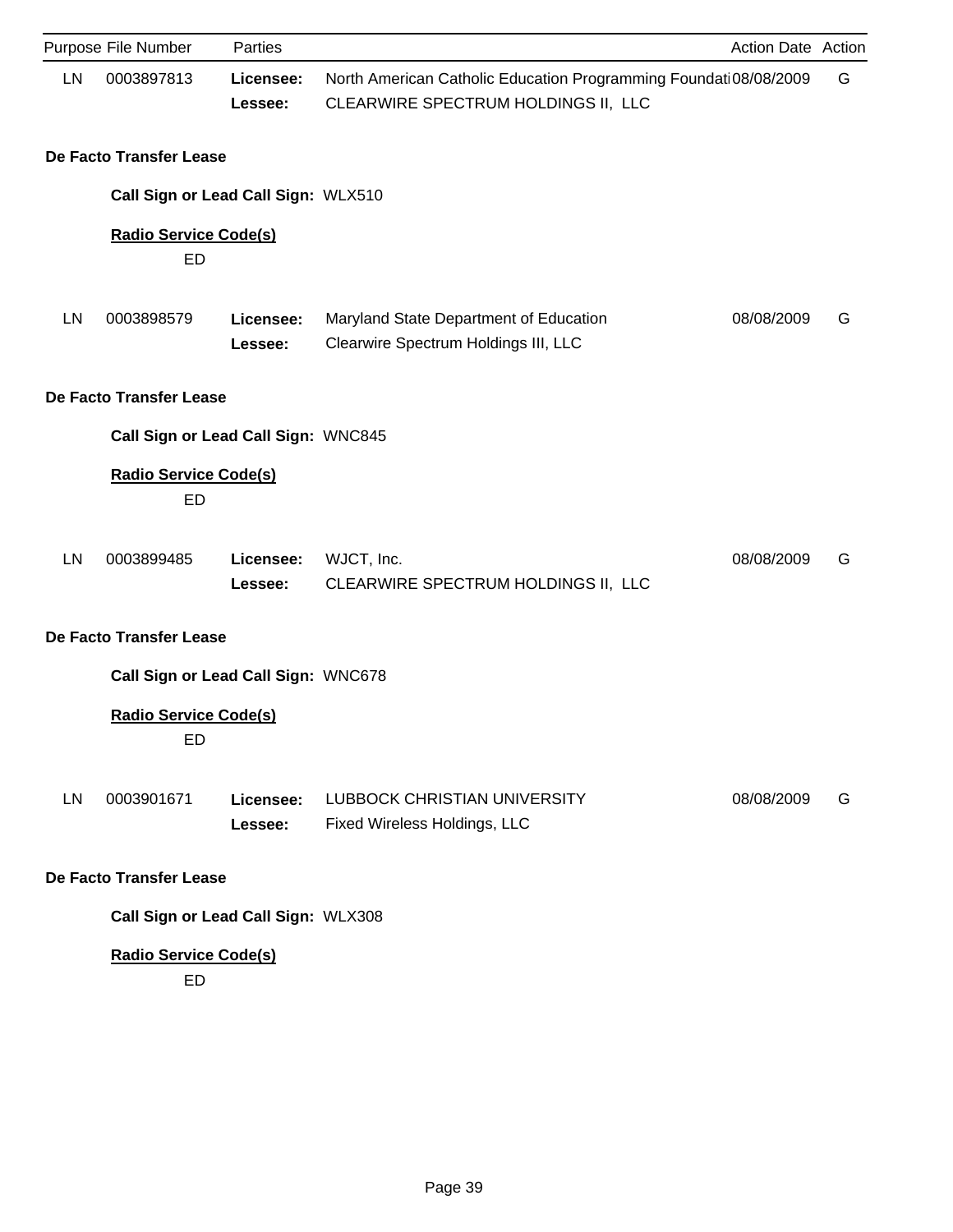| Purpose | File Number | Parties | | Action Date | Action |
|---|---|---|---|---|---|
| LN | 0003897813 | **Licensee:** | North American Catholic Education Programming Foundati | 08/08/2009 | G |
| | | **Lessee:** | CLEARWIRE SPECTRUM HOLDINGS II, LLC | | |

**De Facto Transfer Lease**

**Call Sign or Lead Call Sign:** WLX510

**Radio Service Code(s)**

ED

| Purpose | File Number | Parties | | Action Date | Action |
|---|---|---|---|---|---|
| LN | 0003898579 | **Licensee:** | Maryland State Department of Education | 08/08/2009 | G |
| | | **Lessee:** | Clearwire Spectrum Holdings III, LLC | | |

**De Facto Transfer Lease**

**Call Sign or Lead Call Sign:** WNC845

**Radio Service Code(s)**

ED

| Purpose | File Number | Parties | | Action Date | Action |
|---|---|---|---|---|---|
| LN | 0003899485 | **Licensee:** | WJCT, Inc. | 08/08/2009 | G |
| | | **Lessee:** | CLEARWIRE SPECTRUM HOLDINGS II, LLC | | |

**De Facto Transfer Lease**

**Call Sign or Lead Call Sign:** WNC678

**Radio Service Code(s)**

ED

| Purpose | File Number | Parties | | Action Date | Action |
|---|---|---|---|---|---|
| LN | 0003901671 | **Licensee:** | LUBBOCK CHRISTIAN UNIVERSITY | 08/08/2009 | G |
| | | **Lessee:** | Fixed Wireless Holdings, LLC | | |

**De Facto Transfer Lease**

**Call Sign or Lead Call Sign:** WLX308

**Radio Service Code(s)**

ED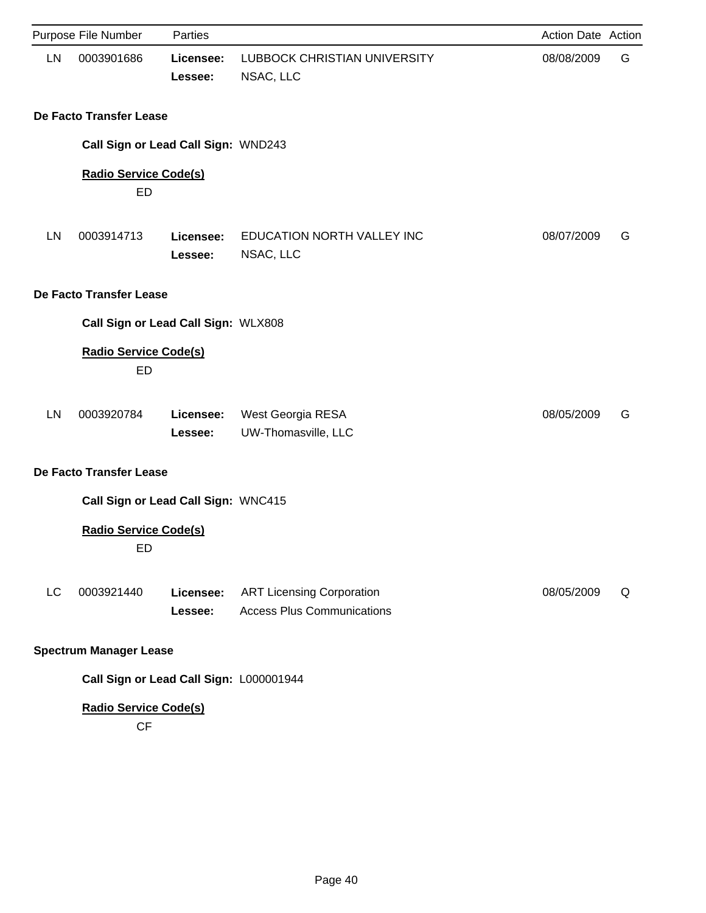| Purpose | File Number | Parties | | Action Date | Action |
|---|---|---|---|---|---|
| LN | 0003901686 | **Licensee:** | LUBBOCK CHRISTIAN UNIVERSITY | 08/08/2009 | G |
| | | **Lessee:** | NSAC, LLC | | |

**De Facto Transfer Lease**

**Call Sign or Lead Call Sign:** WND243

**Radio Service Code(s)**

ED

| Purpose | File Number | Parties | | Action Date | Action |
|---|---|---|---|---|---|
| LN | 0003914713 | **Licensee:** | EDUCATION NORTH VALLEY INC | 08/07/2009 | G |
| | | **Lessee:** | NSAC, LLC | | |

**De Facto Transfer Lease**

**Call Sign or Lead Call Sign:** WLX808

**Radio Service Code(s)**

ED

| Purpose | File Number | Parties | | Action Date | Action |
|---|---|---|---|---|---|
| LN | 0003920784 | **Licensee:** | West Georgia RESA | 08/05/2009 | G |
| | | **Lessee:** | UW-Thomasville, LLC | | |

**De Facto Transfer Lease**

**Call Sign or Lead Call Sign:** WNC415

**Radio Service Code(s)**

ED

| Purpose | File Number | Parties | | Action Date | Action |
|---|---|---|---|---|---|
| LC | 0003921440 | **Licensee:** | ART Licensing Corporation | 08/05/2009 | Q |
| | | **Lessee:** | Access Plus Communications | | |

**Spectrum Manager Lease**

**Call Sign or Lead Call Sign:** L000001944

**Radio Service Code(s)**

CF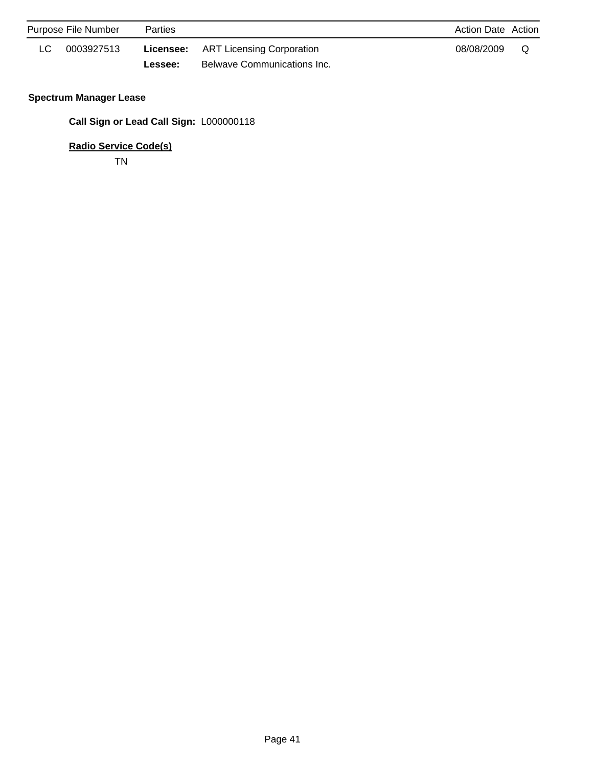| Purpose | File Number | Parties | | Action Date | Action |
|---|---|---|---|---|---|
| LC | 0003927513 | **Licensee:** | ART Licensing Corporation | 08/08/2009 | Q |
| | | **Lessee:** | Belwave Communications Inc. | | |

**Spectrum Manager Lease**

**Call Sign or Lead Call Sign:** L000000118

**Radio Service Code(s)**

TN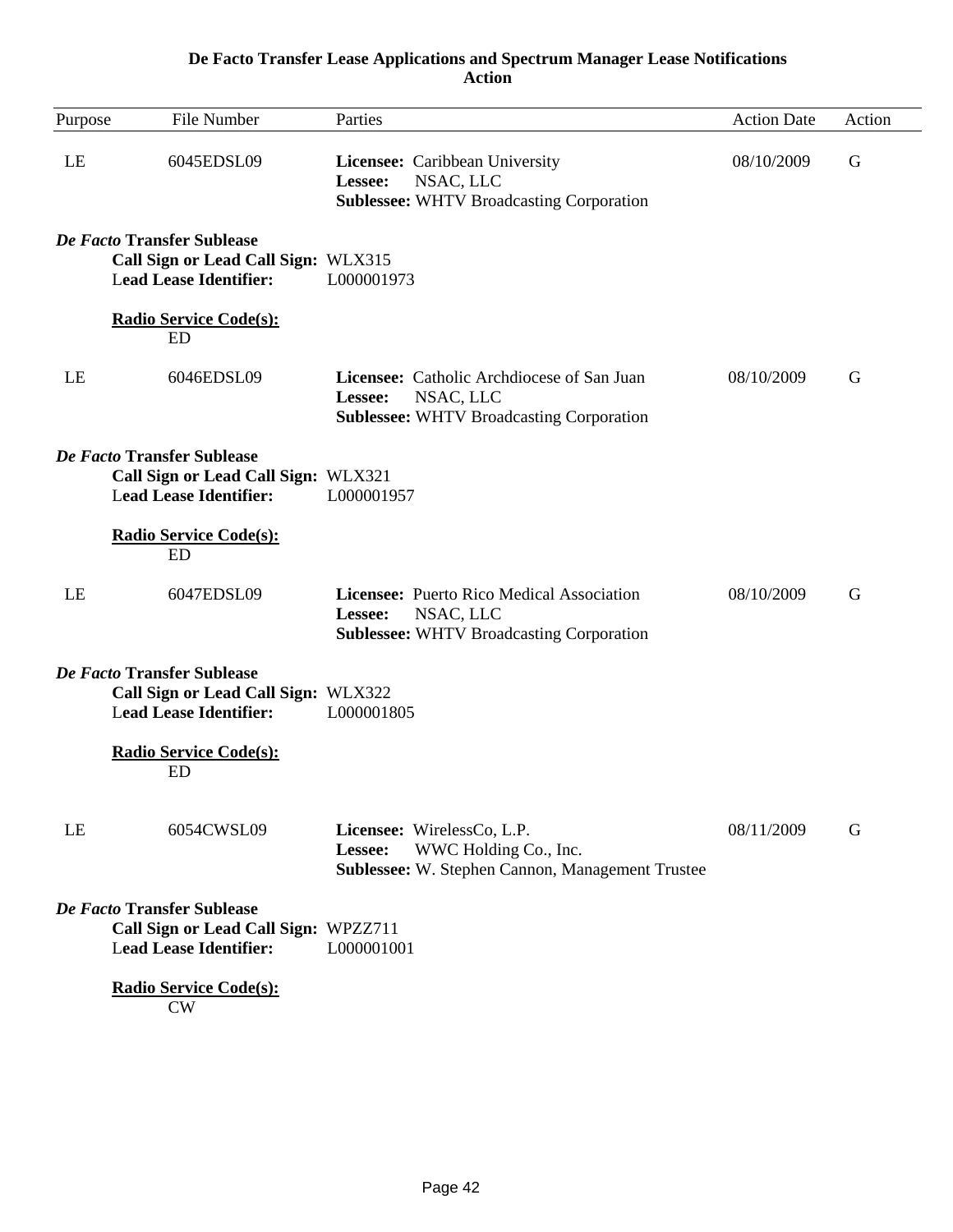**De Facto Transfer Lease Applications and Spectrum Manager Lease Notifications**
**Action**

| Purpose | File Number | Parties | Action Date | Action |
|---|---|---|---|---|
| LE | 6045EDSL09 | **Licensee:** Caribbean University<br>**Lessee:** NSAC, LLC<br>**Sublessee:** WHTV Broadcasting Corporation | 08/10/2009 | G |

***De Facto* Transfer Sublease**
**Call Sign or Lead Call Sign:** WLX315
**Lead Lease Identifier:** L000001973

**Radio Service Code(s):**
ED

| Purpose | File Number | Parties | Action Date | Action |
|---|---|---|---|---|
| LE | 6046EDSL09 | **Licensee:** Catholic Archdiocese of San Juan<br>**Lessee:** NSAC, LLC<br>**Sublessee:** WHTV Broadcasting Corporation | 08/10/2009 | G |

***De Facto* Transfer Sublease**
**Call Sign or Lead Call Sign:** WLX321
**Lead Lease Identifier:** L000001957

**Radio Service Code(s):**
ED

| Purpose | File Number | Parties | Action Date | Action |
|---|---|---|---|---|
| LE | 6047EDSL09 | **Licensee:** Puerto Rico Medical Association<br>**Lessee:** NSAC, LLC<br>**Sublessee:** WHTV Broadcasting Corporation | 08/10/2009 | G |

***De Facto* Transfer Sublease**
**Call Sign or Lead Call Sign:** WLX322
**Lead Lease Identifier:** L000001805

**Radio Service Code(s):**
ED

| Purpose | File Number | Parties | Action Date | Action |
|---|---|---|---|---|
| LE | 6054CWSL09 | **Licensee:** WirelessCo, L.P.<br>**Lessee:** WWC Holding Co., Inc.<br>**Sublessee:** W. Stephen Cannon, Management Trustee | 08/11/2009 | G |

***De Facto* Transfer Sublease**
**Call Sign or Lead Call Sign:** WPZZ711
**Lead Lease Identifier:** L000001001

**Radio Service Code(s):**
CW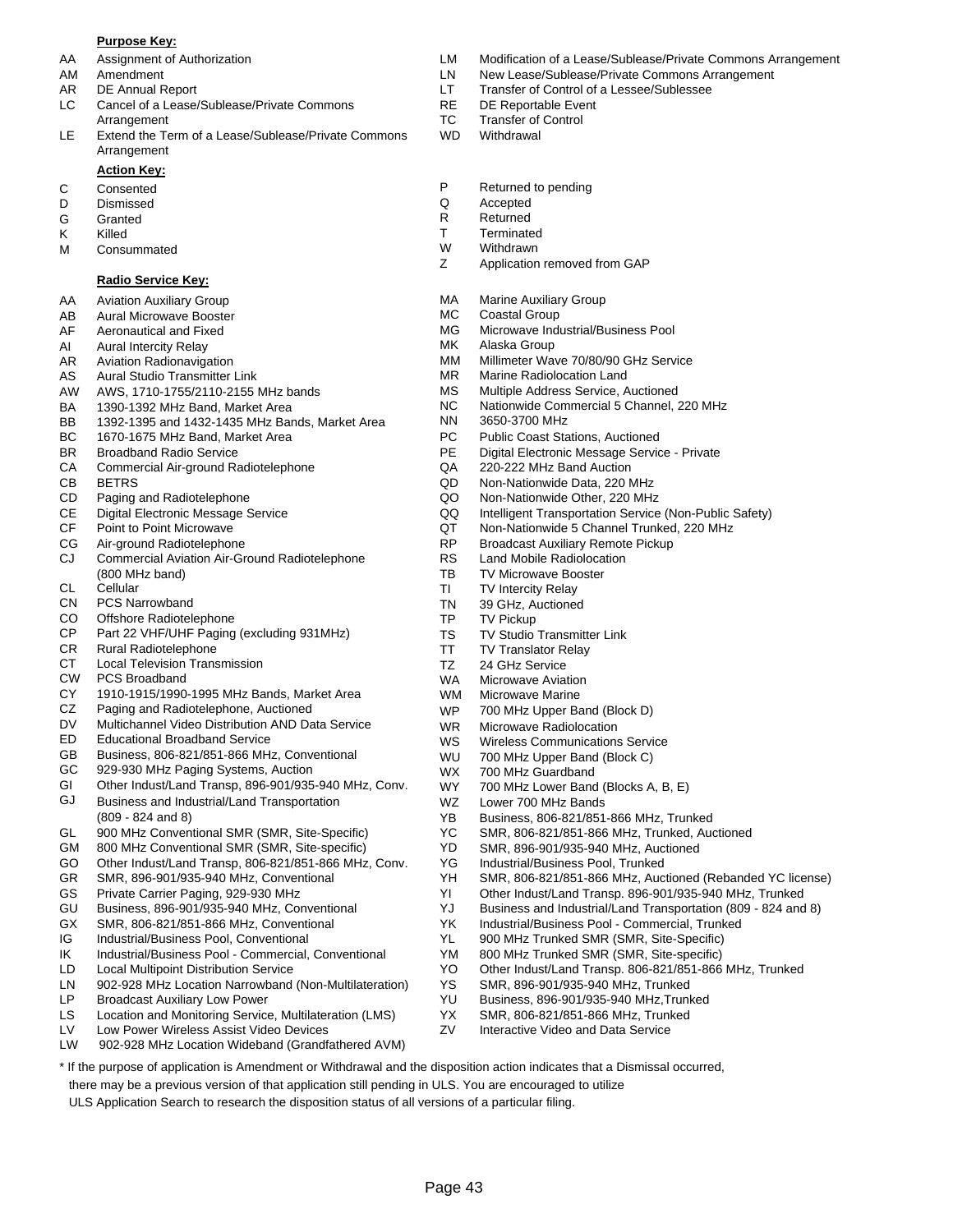**Purpose Key:**

- AA Assignment of Authorization
- AM Amendment
- AR DE Annual Report
- LC Cancel of a Lease/Sublease/Private Commons Arrangement
- LE Extend the Term of a Lease/Sublease/Private Commons Arrangement
- LM Modification of a Lease/Sublease/Private Commons Arrangement
- LN New Lease/Sublease/Private Commons Arrangement
- LT Transfer of Control of a Lessee/Sublessee
- RE DE Reportable Event
- TC Transfer of Control
- WD Withdrawal

**Action Key:**

- C Consented
- D Dismissed
- G Granted
- K Killed
- M Consummated
- P Returned to pending
- Q Accepted
- R Returned
- T Terminated
- W Withdrawn
- Z Application removed from GAP

**Radio Service Key:**

- AA Aviation Auxiliary Group
- AB Aural Microwave Booster
- AF Aeronautical and Fixed
- AI Aural Intercity Relay
- AR Aviation Radionavigation
- AS Aural Studio Transmitter Link
- AW AWS, 1710-1755/2110-2155 MHz bands
- BA 1390-1392 MHz Band, Market Area
- BB 1392-1395 and 1432-1435 MHz Bands, Market Area
- BC 1670-1675 MHz Band, Market Area
- BR Broadband Radio Service
- CA Commercial Air-ground Radiotelephone
- CB BETRS
- CD Paging and Radiotelephone
- CE Digital Electronic Message Service
- CF Point to Point Microwave
- CG Air-ground Radiotelephone
- CJ Commercial Aviation Air-Ground Radiotelephone (800 MHz band)
- CL Cellular
- CN PCS Narrowband
- CO Offshore Radiotelephone
- CP Part 22 VHF/UHF Paging (excluding 931MHz)
- CR Rural Radiotelephone
- CT Local Television Transmission
- CW PCS Broadband
- CY 1910-1915/1990-1995 MHz Bands, Market Area
- CZ Paging and Radiotelephone, Auctioned
- DV Multichannel Video Distribution AND Data Service
- ED Educational Broadband Service
- GB Business, 806-821/851-866 MHz, Conventional
- GC 929-930 MHz Paging Systems, Auction
- GI Other Indust/Land Transp, 896-901/935-940 MHz, Conv.
- GJ Business and Industrial/Land Transportation (809 - 824 and 8)
- GL 900 MHz Conventional SMR (SMR, Site-Specific)
- GM 800 MHz Conventional SMR (SMR, Site-specific)
- GO Other Indust/Land Transp, 806-821/851-866 MHz, Conv.
- GR SMR, 896-901/935-940 MHz, Conventional
- GS Private Carrier Paging, 929-930 MHz
- GU Business, 896-901/935-940 MHz, Conventional
- GX SMR, 806-821/851-866 MHz, Conventional
- IG Industrial/Business Pool, Conventional
- IK Industrial/Business Pool - Commercial, Conventional
- LD Local Multipoint Distribution Service
- LN 902-928 MHz Location Narrowband (Non-Multilateration)
- LP Broadcast Auxiliary Low Power
- LS Location and Monitoring Service, Multilateration (LMS)
- LV Low Power Wireless Assist Video Devices
- LW 902-928 MHz Location Wideband (Grandfathered AVM)
- MA Marine Auxiliary Group
- MC Coastal Group
- MG Microwave Industrial/Business Pool
- MK Alaska Group
- MM Millimeter Wave 70/80/90 GHz Service
- MR Marine Radiolocation Land
- MS Multiple Address Service, Auctioned
- NC Nationwide Commercial 5 Channel, 220 MHz
- NN 3650-3700 MHz
- PC Public Coast Stations, Auctioned
- PE Digital Electronic Message Service - Private
- QA 220-222 MHz Band Auction
- QD Non-Nationwide Data, 220 MHz
- QO Non-Nationwide Other, 220 MHz
- QQ Intelligent Transportation Service (Non-Public Safety)
- QT Non-Nationwide 5 Channel Trunked, 220 MHz
- RP Broadcast Auxiliary Remote Pickup
- RS Land Mobile Radiolocation
- TB TV Microwave Booster
- TI TV Intercity Relay
- TN 39 GHz, Auctioned
- TP TV Pickup
- TS TV Studio Transmitter Link
- TT TV Translator Relay
- TZ 24 GHz Service
- WA Microwave Aviation
- WM Microwave Marine
- WP 700 MHz Upper Band (Block D)
- WR Microwave Radiolocation
- WS Wireless Communications Service
- WU 700 MHz Upper Band (Block C)
- WX 700 MHz Guardband
- WY 700 MHz Lower Band (Blocks A, B, E)
- WZ Lower 700 MHz Bands
- YB Business, 806-821/851-866 MHz, Trunked
- YC SMR, 806-821/851-866 MHz, Trunked, Auctioned
- YD SMR, 896-901/935-940 MHz, Auctioned
- YG Industrial/Business Pool, Trunked
- YH SMR, 806-821/851-866 MHz, Auctioned (Rebanded YC license)
- YI Other Indust/Land Transp. 896-901/935-940 MHz, Trunked
- YJ Business and Industrial/Land Transportation (809 - 824 and 8)
- YK Industrial/Business Pool - Commercial, Trunked
- YL 900 MHz Trunked SMR (SMR, Site-Specific)
- YM 800 MHz Trunked SMR (SMR, Site-specific)
- YO Other Indust/Land Transp. 806-821/851-866 MHz, Trunked
- YS SMR, 896-901/935-940 MHz, Trunked
- YU Business, 896-901/935-940 MHz,Trunked
- YX SMR, 806-821/851-866 MHz, Trunked
- ZV Interactive Video and Data Service

* If the purpose of application is Amendment or Withdrawal and the disposition action indicates that a Dismissal occurred, there may be a previous version of that application still pending in ULS. You are encouraged to utilize ULS Application Search to research the disposition status of all versions of a particular filing.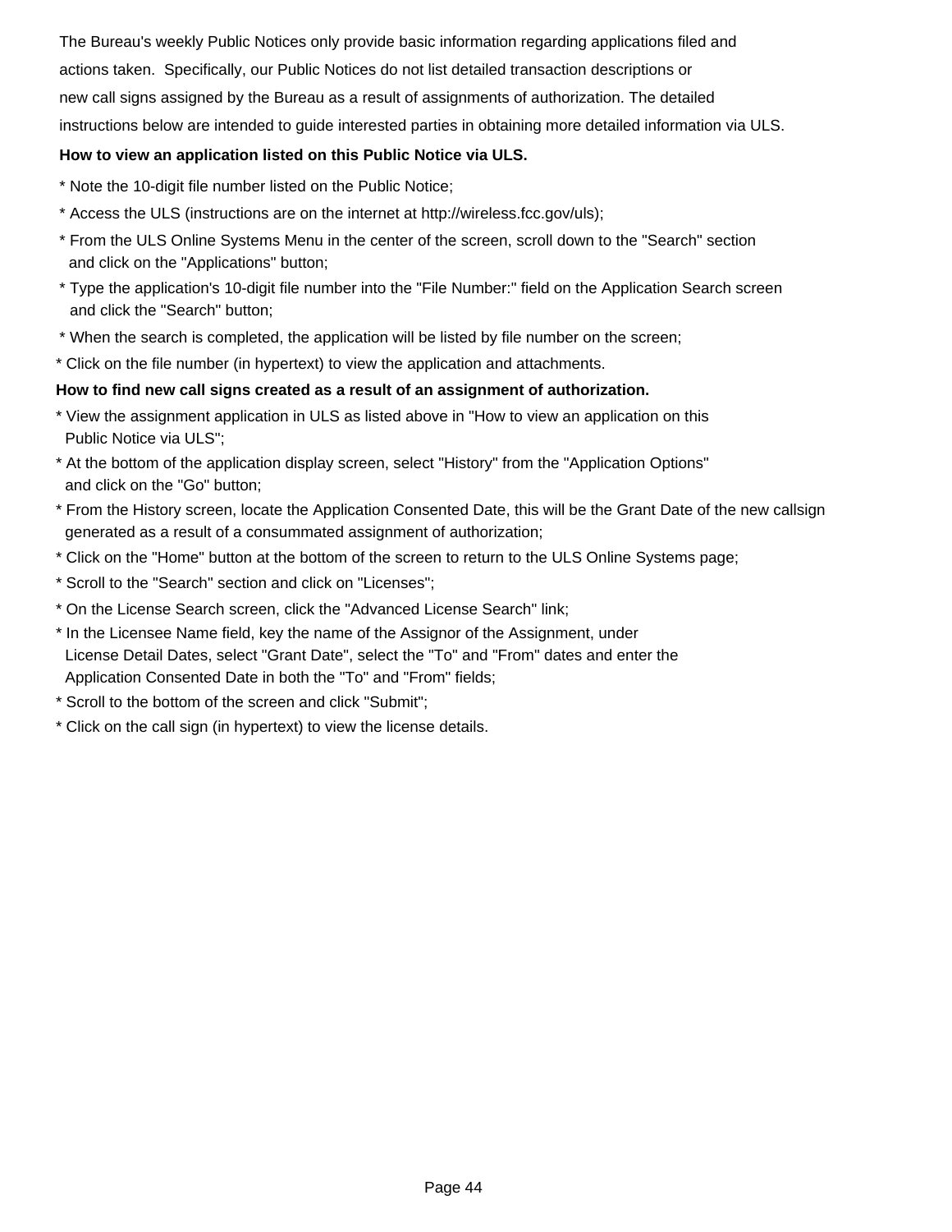The Bureau's weekly Public Notices only provide basic information regarding applications filed and actions taken. Specifically, our Public Notices do not list detailed transaction descriptions or new call signs assigned by the Bureau as a result of assignments of authorization. The detailed instructions below are intended to guide interested parties in obtaining more detailed information via ULS.

**How to view an application listed on this Public Notice via ULS.**

* Note the 10-digit file number listed on the Public Notice;
* Access the ULS (instructions are on the internet at http://wireless.fcc.gov/uls);
* From the ULS Online Systems Menu in the center of the screen, scroll down to the "Search" section and click on the "Applications" button;
* Type the application's 10-digit file number into the "File Number:" field on the Application Search screen and click the "Search" button;
* When the search is completed, the application will be listed by file number on the screen;
* Click on the file number (in hypertext) to view the application and attachments.

**How to find new call signs created as a result of an assignment of authorization.**

* View the assignment application in ULS as listed above in "How to view an application on this Public Notice via ULS";
* At the bottom of the application display screen, select "History" from the "Application Options" and click on the "Go" button;
* From the History screen, locate the Application Consented Date, this will be the Grant Date of the new callsign generated as a result of a consummated assignment of authorization;
* Click on the "Home" button at the bottom of the screen to return to the ULS Online Systems page;
* Scroll to the "Search" section and click on "Licenses";
* On the License Search screen, click the "Advanced License Search" link;
* In the Licensee Name field, key the name of the Assignor of the Assignment, under License Detail Dates, select "Grant Date", select the "To" and "From" dates and enter the Application Consented Date in both the "To" and "From" fields;
* Scroll to the bottom of the screen and click "Submit";
* Click on the call sign (in hypertext) to view the license details.